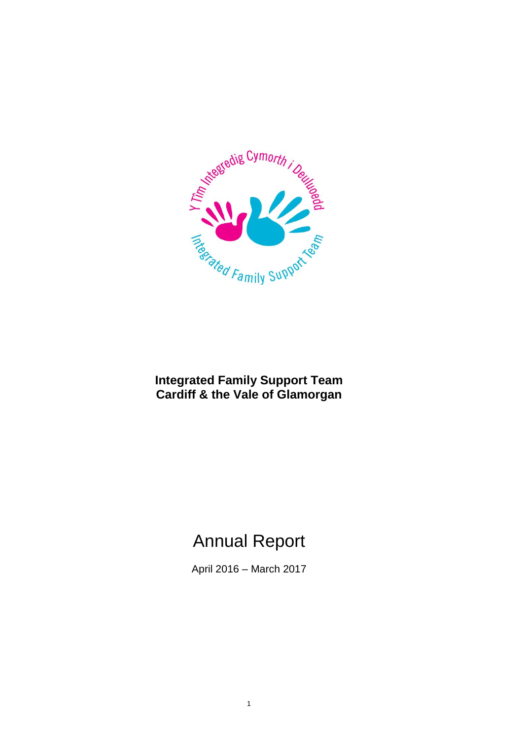**Integrated Family Support Team**
**Cardiff & the Vale of Glamorgan**

# Annual Report

April 2016 – March 2017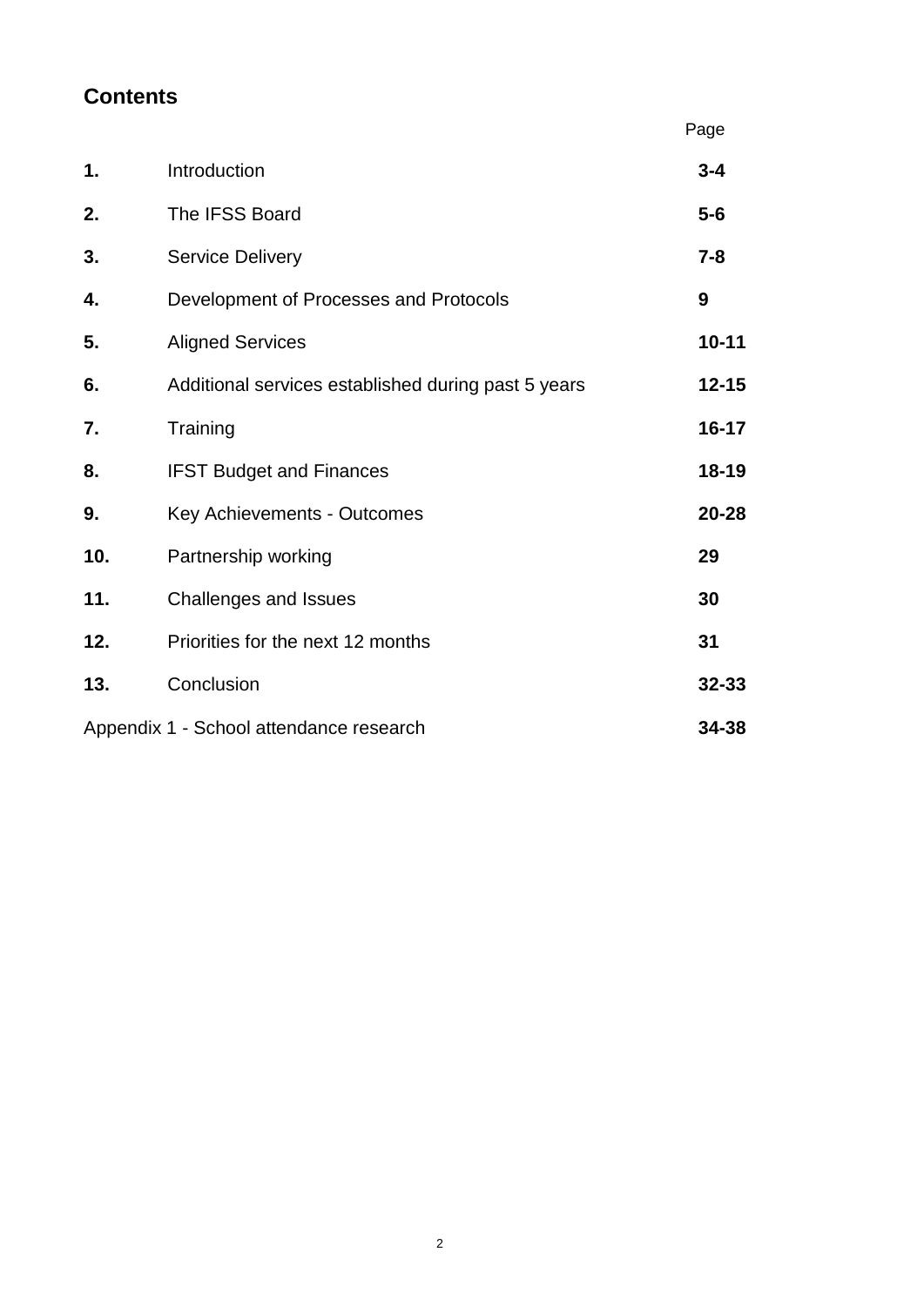## Contents

| | | Page |
|---|---|---|
| **1.** | Introduction | **3-4** |
| **2.** | The IFSS Board | **5-6** |
| **3.** | Service Delivery | **7-8** |
| **4.** | Development of Processes and Protocols | **9** |
| **5.** | Aligned Services | **10-11** |
| **6.** | Additional services established during past 5 years | **12-15** |
| **7.** | Training | **16-17** |
| **8.** | IFST Budget and Finances | **18-19** |
| **9.** | Key Achievements - Outcomes | **20-28** |
| **10.** | Partnership working | **29** |
| **11.** | Challenges and Issues | **30** |
| **12.** | Priorities for the next 12 months | **31** |
| **13.** | Conclusion | **32-33** |
| Appendix 1 - School attendance research | | **34-38** |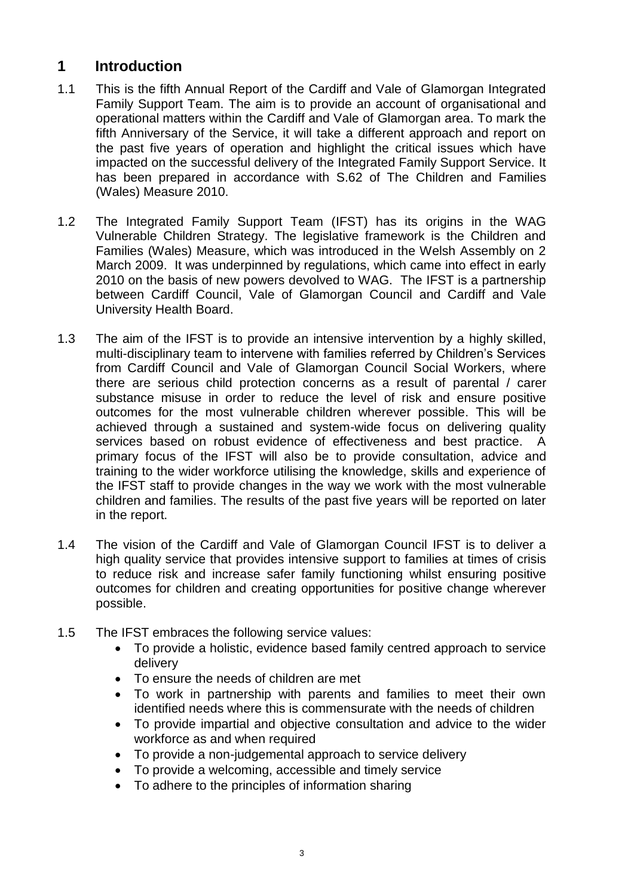# 1 Introduction

1.1 This is the fifth Annual Report of the Cardiff and Vale of Glamorgan Integrated Family Support Team. The aim is to provide an account of organisational and operational matters within the Cardiff and Vale of Glamorgan area. To mark the fifth Anniversary of the Service, it will take a different approach and report on the past five years of operation and highlight the critical issues which have impacted on the successful delivery of the Integrated Family Support Service. It has been prepared in accordance with S.62 of The Children and Families (Wales) Measure 2010.

1.2 The Integrated Family Support Team (IFST) has its origins in the WAG Vulnerable Children Strategy. The legislative framework is the Children and Families (Wales) Measure, which was introduced in the Welsh Assembly on 2 March 2009. It was underpinned by regulations, which came into effect in early 2010 on the basis of new powers devolved to WAG. The IFST is a partnership between Cardiff Council, Vale of Glamorgan Council and Cardiff and Vale University Health Board.

1.3 The aim of the IFST is to provide an intensive intervention by a highly skilled, multi-disciplinary team to intervene with families referred by Children's Services from Cardiff Council and Vale of Glamorgan Council Social Workers, where there are serious child protection concerns as a result of parental / carer substance misuse in order to reduce the level of risk and ensure positive outcomes for the most vulnerable children wherever possible. This will be achieved through a sustained and system-wide focus on delivering quality services based on robust evidence of effectiveness and best practice. A primary focus of the IFST will also be to provide consultation, advice and training to the wider workforce utilising the knowledge, skills and experience of the IFST staff to provide changes in the way we work with the most vulnerable children and families. The results of the past five years will be reported on later in the report.

1.4 The vision of the Cardiff and Vale of Glamorgan Council IFST is to deliver a high quality service that provides intensive support to families at times of crisis to reduce risk and increase safer family functioning whilst ensuring positive outcomes for children and creating opportunities for positive change wherever possible.

1.5 The IFST embraces the following service values:

- To provide a holistic, evidence based family centred approach to service delivery
- To ensure the needs of children are met
- To work in partnership with parents and families to meet their own identified needs where this is commensurate with the needs of children
- To provide impartial and objective consultation and advice to the wider workforce as and when required
- To provide a non-judgemental approach to service delivery
- To provide a welcoming, accessible and timely service
- To adhere to the principles of information sharing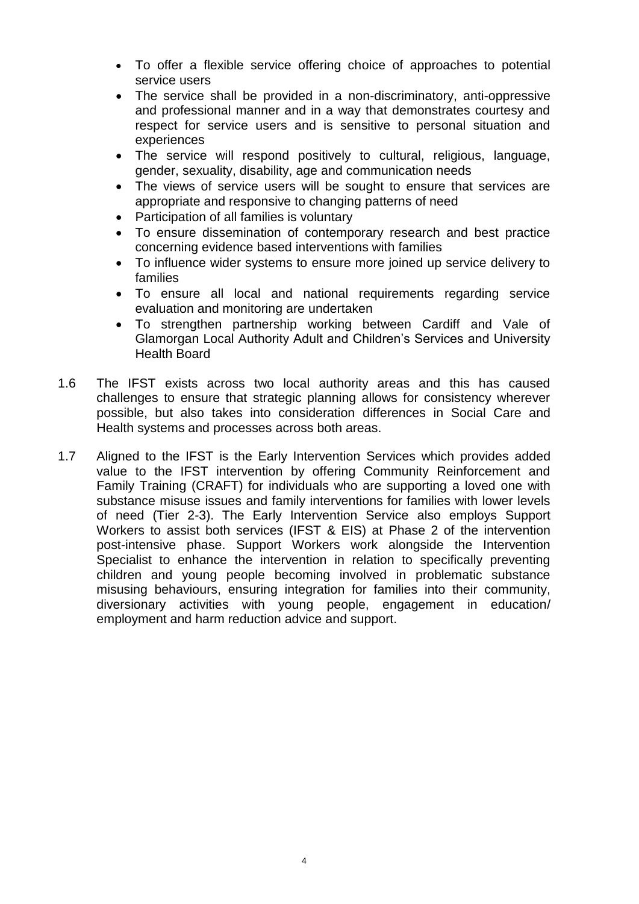- To offer a flexible service offering choice of approaches to potential service users
- The service shall be provided in a non-discriminatory, anti-oppressive and professional manner and in a way that demonstrates courtesy and respect for service users and is sensitive to personal situation and experiences
- The service will respond positively to cultural, religious, language, gender, sexuality, disability, age and communication needs
- The views of service users will be sought to ensure that services are appropriate and responsive to changing patterns of need
- Participation of all families is voluntary
- To ensure dissemination of contemporary research and best practice concerning evidence based interventions with families
- To influence wider systems to ensure more joined up service delivery to families
- To ensure all local and national requirements regarding service evaluation and monitoring are undertaken
- To strengthen partnership working between Cardiff and Vale of Glamorgan Local Authority Adult and Children's Services and University Health Board

1.6 The IFST exists across two local authority areas and this has caused challenges to ensure that strategic planning allows for consistency wherever possible, but also takes into consideration differences in Social Care and Health systems and processes across both areas.

1.7 Aligned to the IFST is the Early Intervention Services which provides added value to the IFST intervention by offering Community Reinforcement and Family Training (CRAFT) for individuals who are supporting a loved one with substance misuse issues and family interventions for families with lower levels of need (Tier 2-3). The Early Intervention Service also employs Support Workers to assist both services (IFST & EIS) at Phase 2 of the intervention post-intensive phase. Support Workers work alongside the Intervention Specialist to enhance the intervention in relation to specifically preventing children and young people becoming involved in problematic substance misusing behaviours, ensuring integration for families into their community, diversionary activities with young people, engagement in education/ employment and harm reduction advice and support.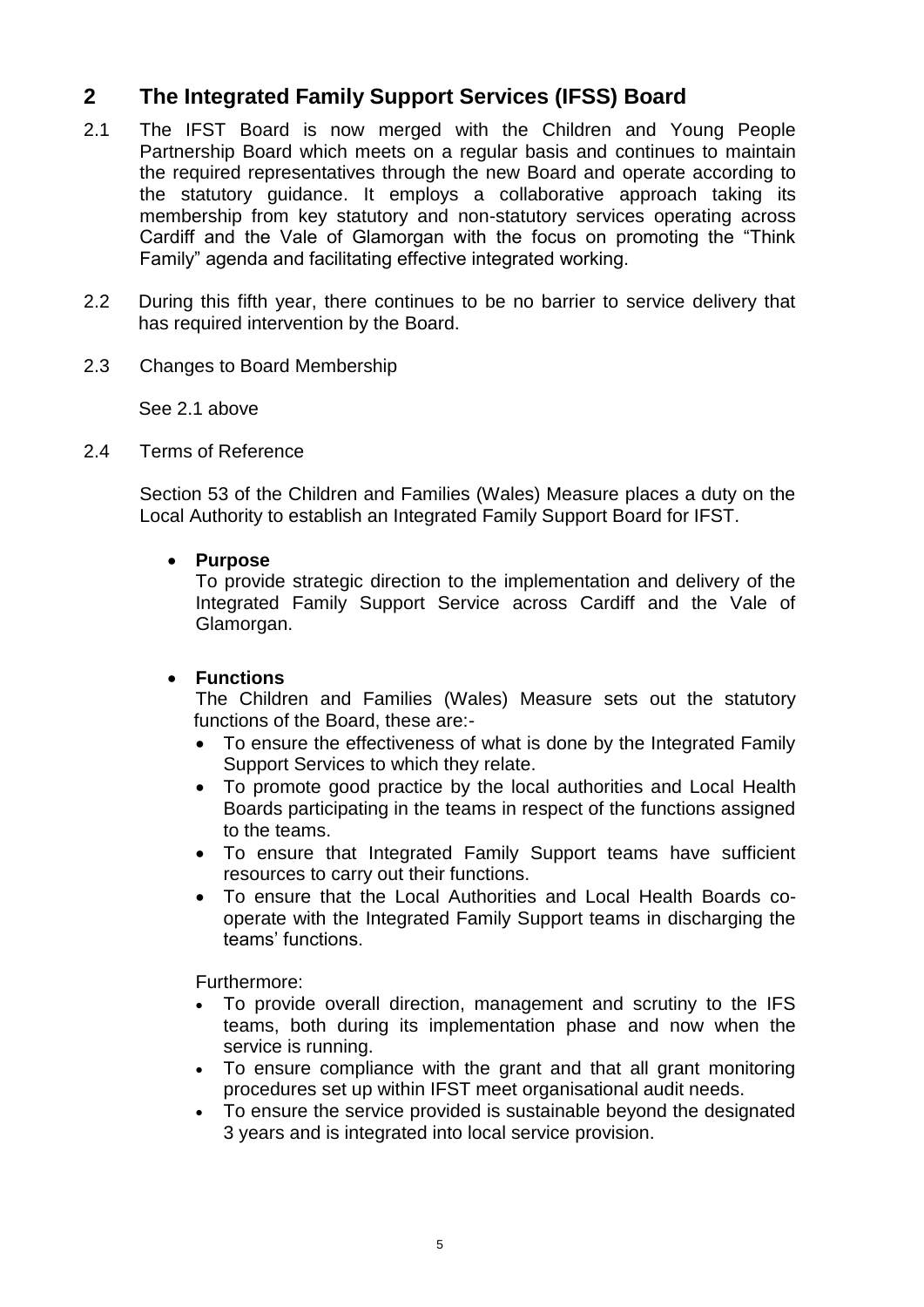## 2 The Integrated Family Support Services (IFSS) Board

2.1 The IFST Board is now merged with the Children and Young People Partnership Board which meets on a regular basis and continues to maintain the required representatives through the new Board and operate according to the statutory guidance. It employs a collaborative approach taking its membership from key statutory and non-statutory services operating across Cardiff and the Vale of Glamorgan with the focus on promoting the "Think Family" agenda and facilitating effective integrated working.

2.2 During this fifth year, there continues to be no barrier to service delivery that has required intervention by the Board.

2.3 Changes to Board Membership

See 2.1 above

2.4 Terms of Reference

Section 53 of the Children and Families (Wales) Measure places a duty on the Local Authority to establish an Integrated Family Support Board for IFST.

- **Purpose**
  To provide strategic direction to the implementation and delivery of the Integrated Family Support Service across Cardiff and the Vale of Glamorgan.

- **Functions**
  The Children and Families (Wales) Measure sets out the statutory functions of the Board, these are:-
  - To ensure the effectiveness of what is done by the Integrated Family Support Services to which they relate.
  - To promote good practice by the local authorities and Local Health Boards participating in the teams in respect of the functions assigned to the teams.
  - To ensure that Integrated Family Support teams have sufficient resources to carry out their functions.
  - To ensure that the Local Authorities and Local Health Boards co-operate with the Integrated Family Support teams in discharging the teams' functions.

  Furthermore:
  - To provide overall direction, management and scrutiny to the IFS teams, both during its implementation phase and now when the service is running.
  - To ensure compliance with the grant and that all grant monitoring procedures set up within IFST meet organisational audit needs.
  - To ensure the service provided is sustainable beyond the designated 3 years and is integrated into local service provision.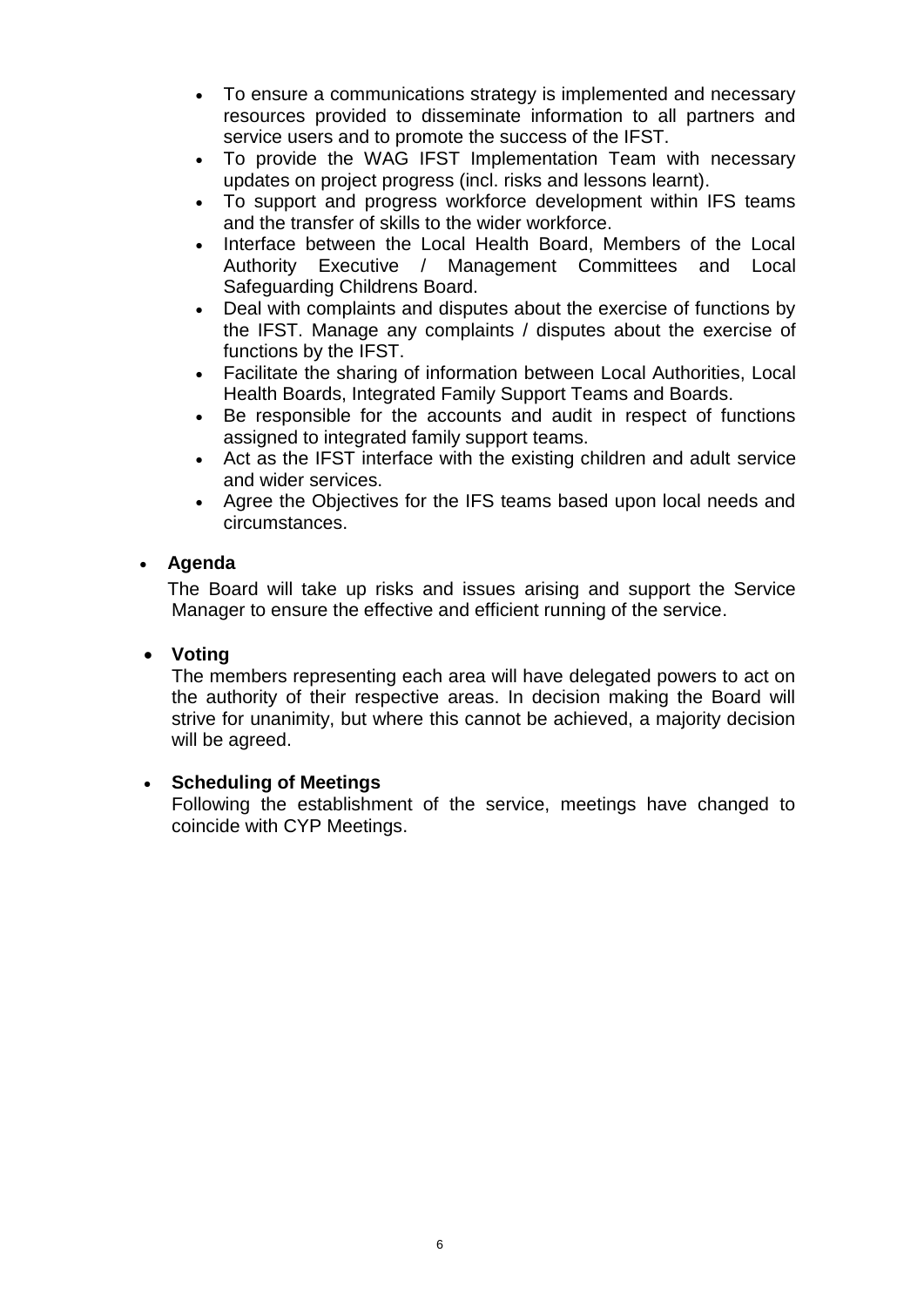- To ensure a communications strategy is implemented and necessary resources provided to disseminate information to all partners and service users and to promote the success of the IFST.
- To provide the WAG IFST Implementation Team with necessary updates on project progress (incl. risks and lessons learnt).
- To support and progress workforce development within IFS teams and the transfer of skills to the wider workforce.
- Interface between the Local Health Board, Members of the Local Authority Executive / Management Committees and Local Safeguarding Childrens Board.
- Deal with complaints and disputes about the exercise of functions by the IFST. Manage any complaints / disputes about the exercise of functions by the IFST.
- Facilitate the sharing of information between Local Authorities, Local Health Boards, Integrated Family Support Teams and Boards.
- Be responsible for the accounts and audit in respect of functions assigned to integrated family support teams.
- Act as the IFST interface with the existing children and adult service and wider services.
- Agree the Objectives for the IFS teams based upon local needs and circumstances.

- **Agenda**

  The Board will take up risks and issues arising and support the Service Manager to ensure the effective and efficient running of the service.

- **Voting**

  The members representing each area will have delegated powers to act on the authority of their respective areas. In decision making the Board will strive for unanimity, but where this cannot be achieved, a majority decision will be agreed.

- **Scheduling of Meetings**

  Following the establishment of the service, meetings have changed to coincide with CYP Meetings.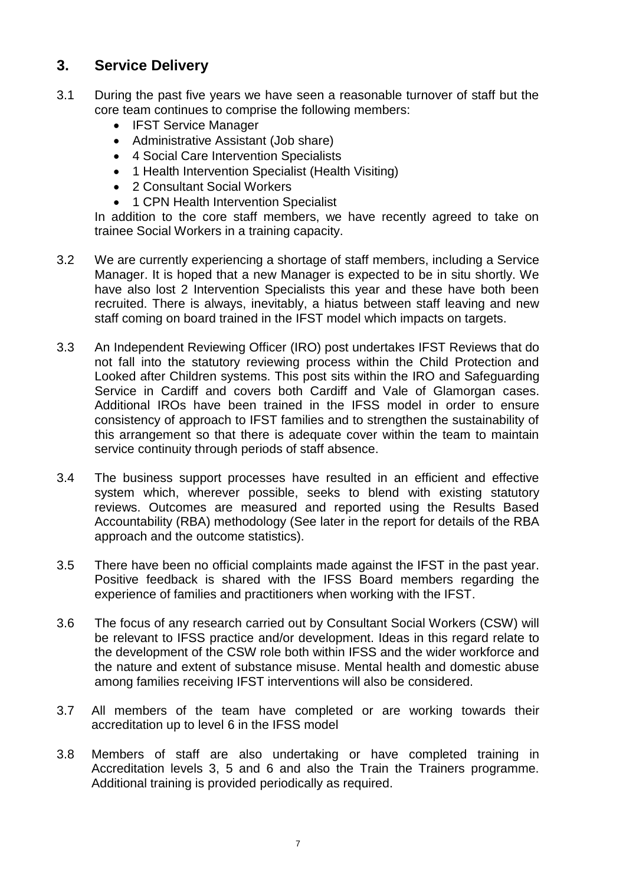## 3. Service Delivery

3.1 During the past five years we have seen a reasonable turnover of staff but the core team continues to comprise the following members:

- IFST Service Manager
- Administrative Assistant (Job share)
- 4 Social Care Intervention Specialists
- 1 Health Intervention Specialist (Health Visiting)
- 2 Consultant Social Workers
- 1 CPN Health Intervention Specialist

In addition to the core staff members, we have recently agreed to take on trainee Social Workers in a training capacity.

3.2 We are currently experiencing a shortage of staff members, including a Service Manager. It is hoped that a new Manager is expected to be in situ shortly. We have also lost 2 Intervention Specialists this year and these have both been recruited. There is always, inevitably, a hiatus between staff leaving and new staff coming on board trained in the IFST model which impacts on targets.

3.3 An Independent Reviewing Officer (IRO) post undertakes IFST Reviews that do not fall into the statutory reviewing process within the Child Protection and Looked after Children systems. This post sits within the IRO and Safeguarding Service in Cardiff and covers both Cardiff and Vale of Glamorgan cases. Additional IROs have been trained in the IFSS model in order to ensure consistency of approach to IFST families and to strengthen the sustainability of this arrangement so that there is adequate cover within the team to maintain service continuity through periods of staff absence.

3.4 The business support processes have resulted in an efficient and effective system which, wherever possible, seeks to blend with existing statutory reviews. Outcomes are measured and reported using the Results Based Accountability (RBA) methodology (See later in the report for details of the RBA approach and the outcome statistics).

3.5 There have been no official complaints made against the IFST in the past year. Positive feedback is shared with the IFSS Board members regarding the experience of families and practitioners when working with the IFST.

3.6 The focus of any research carried out by Consultant Social Workers (CSW) will be relevant to IFSS practice and/or development. Ideas in this regard relate to the development of the CSW role both within IFSS and the wider workforce and the nature and extent of substance misuse. Mental health and domestic abuse among families receiving IFST interventions will also be considered.

3.7 All members of the team have completed or are working towards their accreditation up to level 6 in the IFSS model

3.8 Members of staff are also undertaking or have completed training in Accreditation levels 3, 5 and 6 and also the Train the Trainers programme. Additional training is provided periodically as required.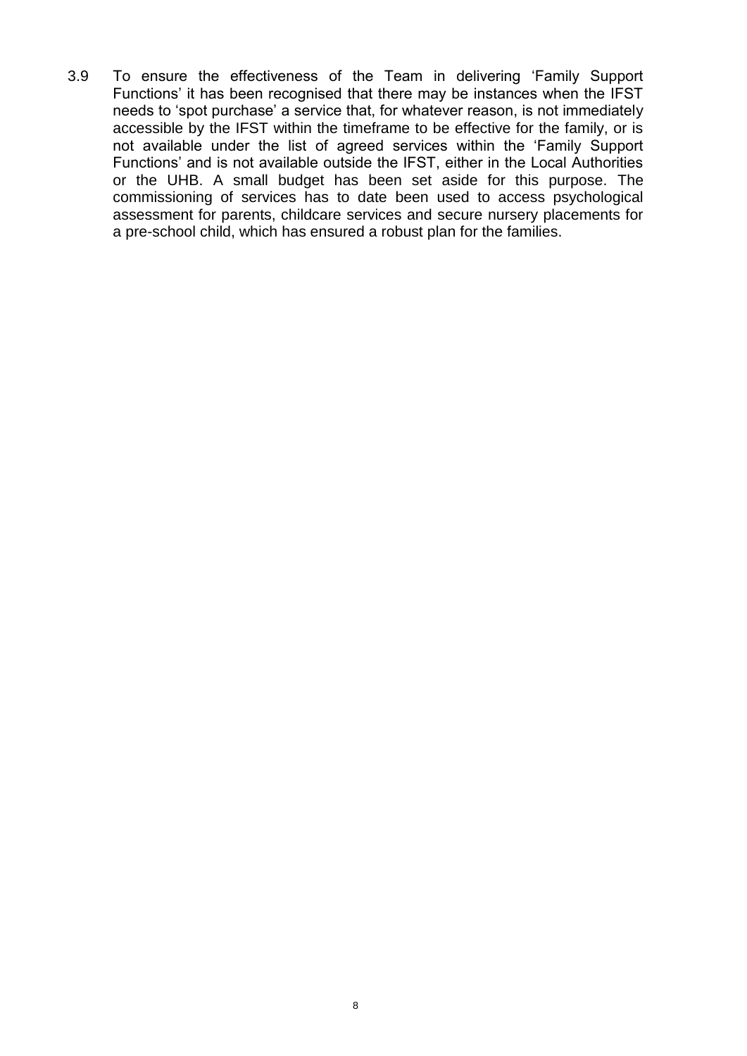3.9 To ensure the effectiveness of the Team in delivering 'Family Support Functions' it has been recognised that there may be instances when the IFST needs to 'spot purchase' a service that, for whatever reason, is not immediately accessible by the IFST within the timeframe to be effective for the family, or is not available under the list of agreed services within the 'Family Support Functions' and is not available outside the IFST, either in the Local Authorities or the UHB. A small budget has been set aside for this purpose. The commissioning of services has to date been used to access psychological assessment for parents, childcare services and secure nursery placements for a pre-school child, which has ensured a robust plan for the families.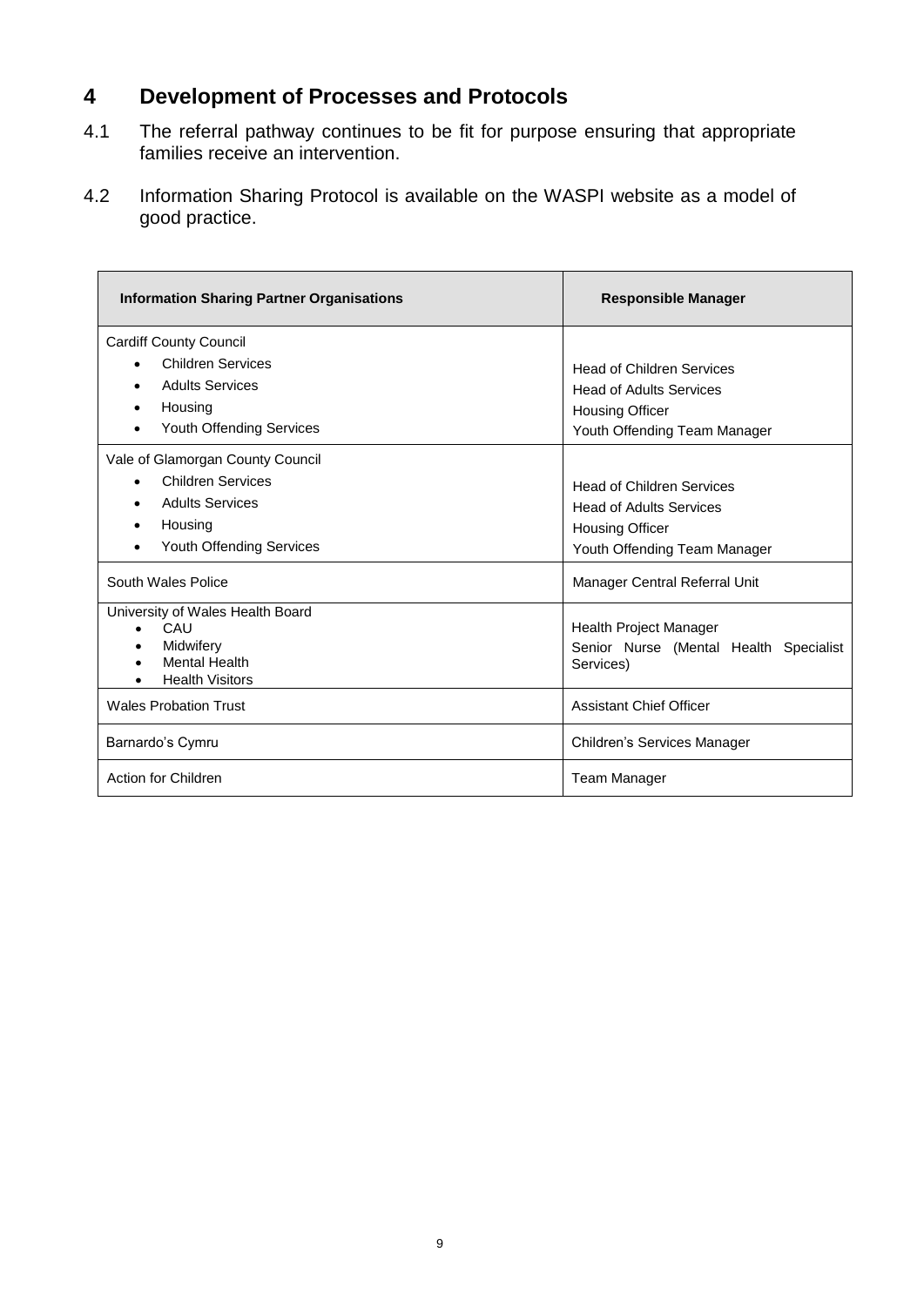## 4 Development of Processes and Protocols

4.1 The referral pathway continues to be fit for purpose ensuring that appropriate families receive an intervention.

4.2 Information Sharing Protocol is available on the WASPI website as a model of good practice.

| Information Sharing Partner Organisations | Responsible Manager |
|---|---|
| Cardiff County Council<br>• Children Services<br>• Adults Services<br>• Housing<br>• Youth Offending Services | Head of Children Services<br>Head of Adults Services<br>Housing Officer<br>Youth Offending Team Manager |
| Vale of Glamorgan County Council<br>• Children Services<br>• Adults Services<br>• Housing<br>• Youth Offending Services | Head of Children Services<br>Head of Adults Services<br>Housing Officer<br>Youth Offending Team Manager |
| South Wales Police | Manager Central Referral Unit |
| University of Wales Health Board<br>• CAU<br>• Midwifery<br>• Mental Health<br>• Health Visitors | Health Project Manager<br>Senior Nurse (Mental Health Specialist Services) |
| Wales Probation Trust | Assistant Chief Officer |
| Barnardo's Cymru | Children's Services Manager |
| Action for Children | Team Manager |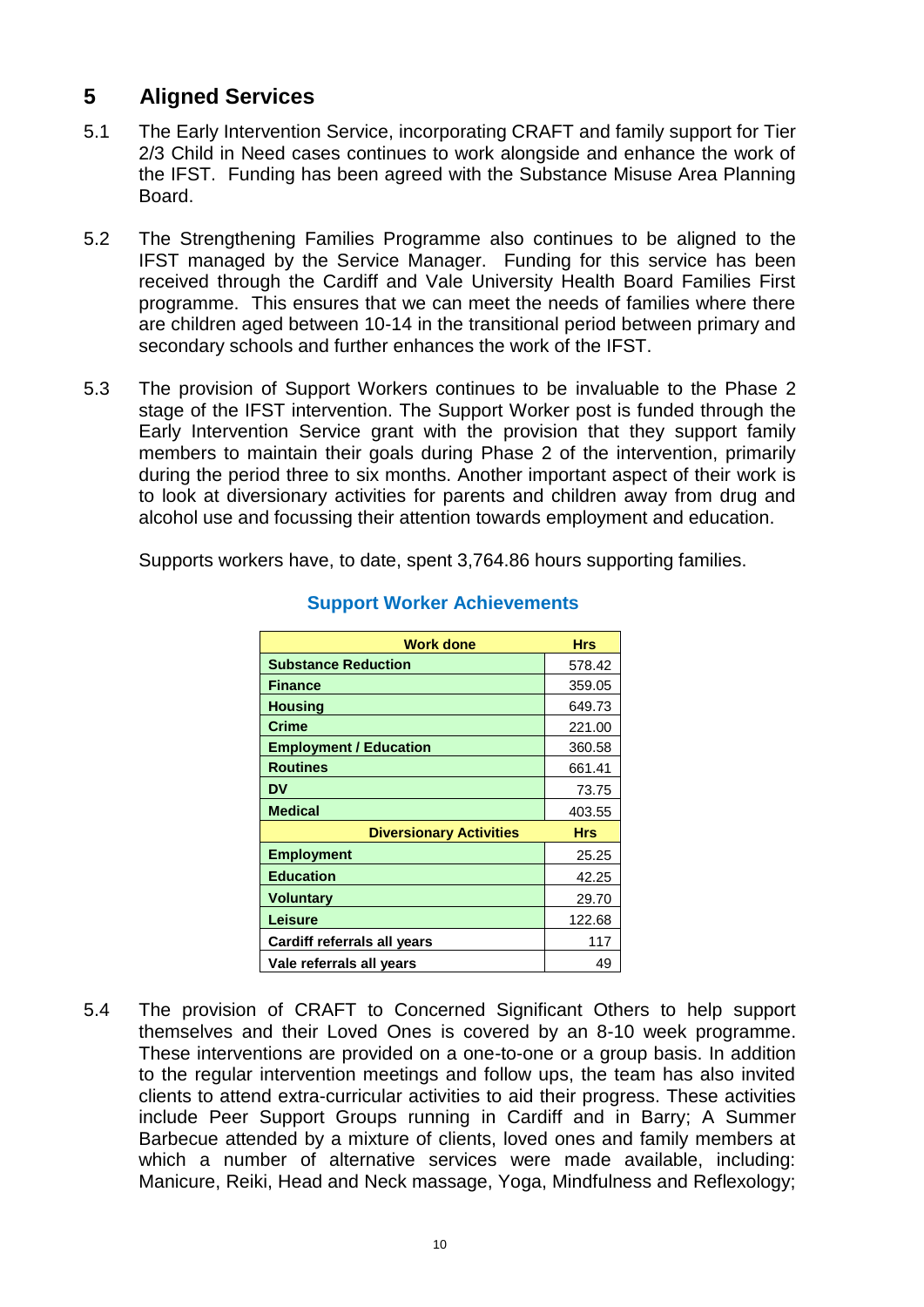## 5 Aligned Services

5.1 The Early Intervention Service, incorporating CRAFT and family support for Tier 2/3 Child in Need cases continues to work alongside and enhance the work of the IFST. Funding has been agreed with the Substance Misuse Area Planning Board.

5.2 The Strengthening Families Programme also continues to be aligned to the IFST managed by the Service Manager. Funding for this service has been received through the Cardiff and Vale University Health Board Families First programme. This ensures that we can meet the needs of families where there are children aged between 10-14 in the transitional period between primary and secondary schools and further enhances the work of the IFST.

5.3 The provision of Support Workers continues to be invaluable to the Phase 2 stage of the IFST intervention. The Support Worker post is funded through the Early Intervention Service grant with the provision that they support family members to maintain their goals during Phase 2 of the intervention, primarily during the period three to six months. Another important aspect of their work is to look at diversionary activities for parents and children away from drug and alcohol use and focussing their attention towards employment and education.

Supports workers have, to date, spent 3,764.86 hours supporting families.

**Support Worker Achievements**

| Work done | Hrs |
|---|---|
| **Substance Reduction** | 578.42 |
| **Finance** | 359.05 |
| **Housing** | 649.73 |
| **Crime** | 221.00 |
| **Employment / Education** | 360.58 |
| **Routines** | 661.41 |
| **DV** | 73.75 |
| **Medical** | 403.55 |
| **Diversionary Activities** | **Hrs** |
| **Employment** | 25.25 |
| **Education** | 42.25 |
| **Voluntary** | 29.70 |
| **Leisure** | 122.68 |
| **Cardiff referrals all years** | 117 |
| **Vale referrals all years** | 49 |

5.4 The provision of CRAFT to Concerned Significant Others to help support themselves and their Loved Ones is covered by an 8-10 week programme. These interventions are provided on a one-to-one or a group basis. In addition to the regular intervention meetings and follow ups, the team has also invited clients to attend extra-curricular activities to aid their progress. These activities include Peer Support Groups running in Cardiff and in Barry; A Summer Barbecue attended by a mixture of clients, loved ones and family members at which a number of alternative services were made available, including: Manicure, Reiki, Head and Neck massage, Yoga, Mindfulness and Reflexology;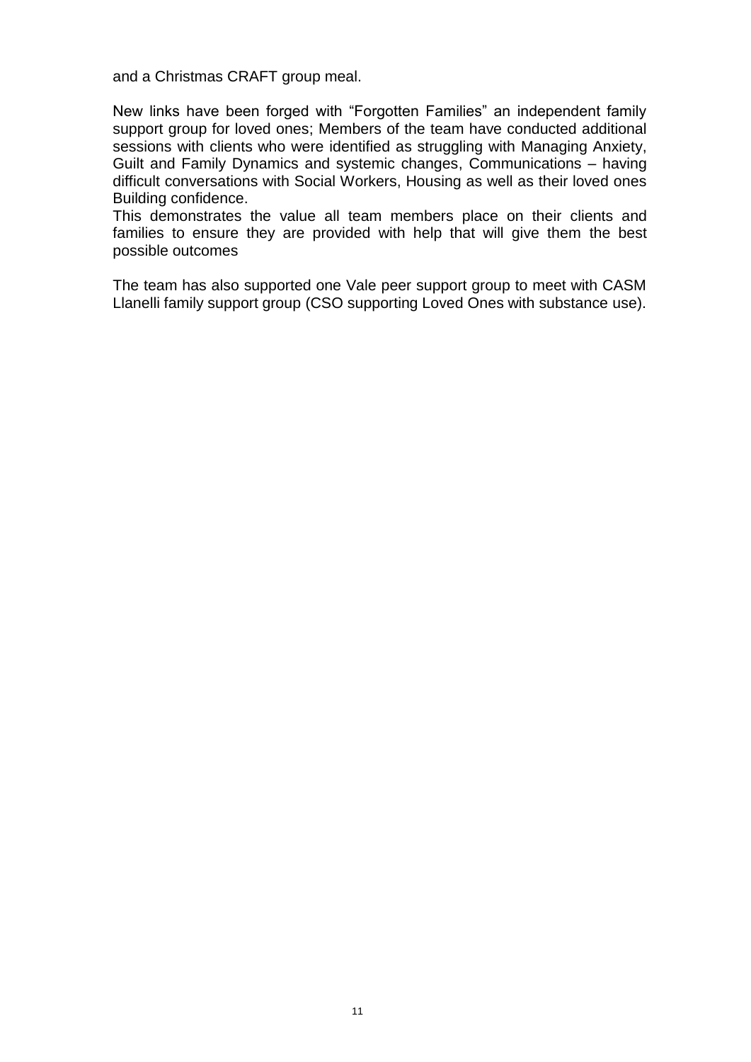and a Christmas CRAFT group meal.

New links have been forged with "Forgotten Families" an independent family support group for loved ones; Members of the team have conducted additional sessions with clients who were identified as struggling with Managing Anxiety, Guilt and Family Dynamics and systemic changes, Communications – having difficult conversations with Social Workers, Housing as well as their loved ones Building confidence.
This demonstrates the value all team members place on their clients and families to ensure they are provided with help that will give them the best possible outcomes

The team has also supported one Vale peer support group to meet with CASM Llanelli family support group (CSO supporting Loved Ones with substance use).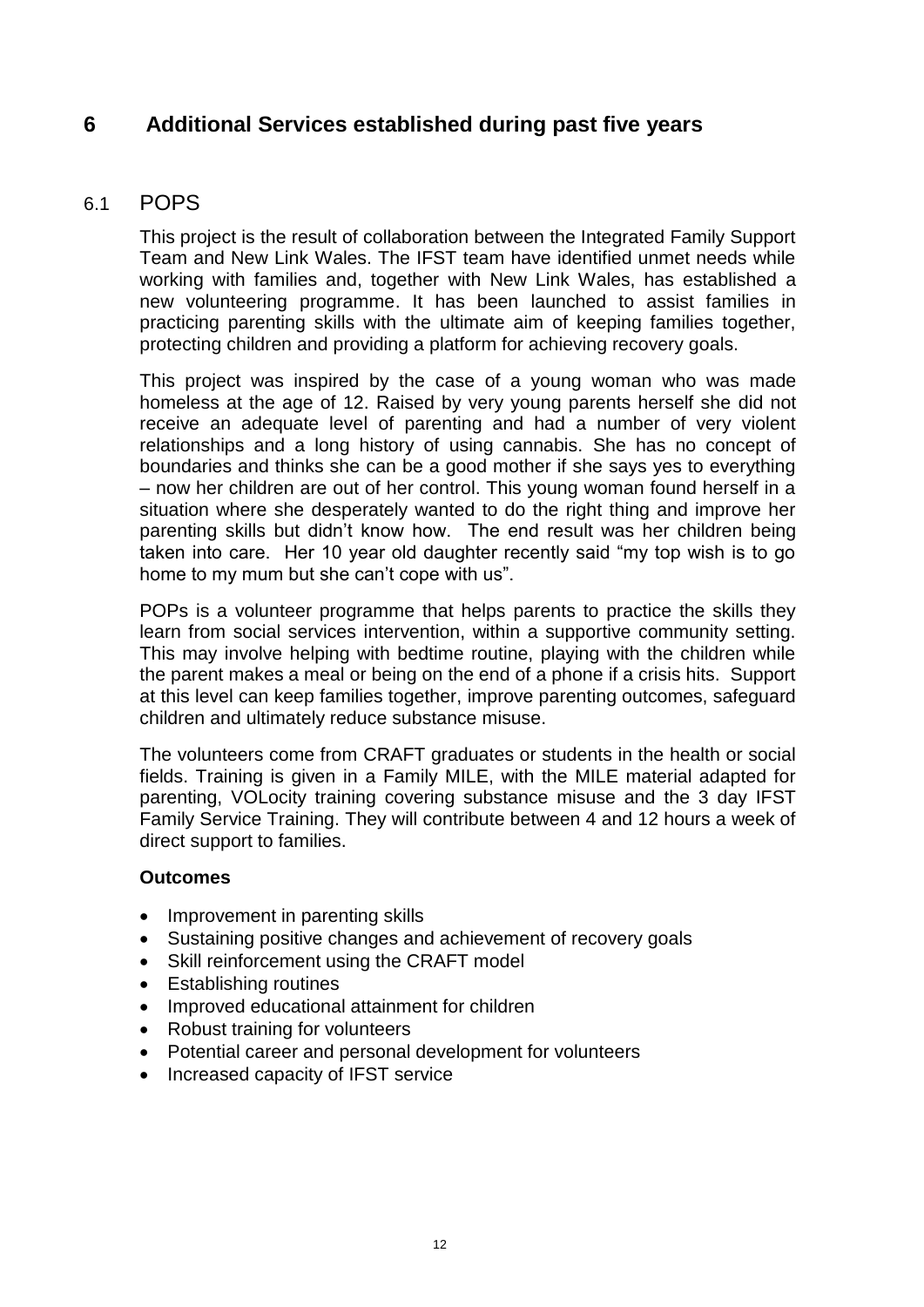# 6 Additional Services established during past five years

## 6.1 POPS

This project is the result of collaboration between the Integrated Family Support Team and New Link Wales. The IFST team have identified unmet needs while working with families and, together with New Link Wales, has established a new volunteering programme. It has been launched to assist families in practicing parenting skills with the ultimate aim of keeping families together, protecting children and providing a platform for achieving recovery goals.

This project was inspired by the case of a young woman who was made homeless at the age of 12. Raised by very young parents herself she did not receive an adequate level of parenting and had a number of very violent relationships and a long history of using cannabis. She has no concept of boundaries and thinks she can be a good mother if she says yes to everything – now her children are out of her control. This young woman found herself in a situation where she desperately wanted to do the right thing and improve her parenting skills but didn't know how. The end result was her children being taken into care. Her 10 year old daughter recently said "my top wish is to go home to my mum but she can't cope with us".

POPs is a volunteer programme that helps parents to practice the skills they learn from social services intervention, within a supportive community setting. This may involve helping with bedtime routine, playing with the children while the parent makes a meal or being on the end of a phone if a crisis hits. Support at this level can keep families together, improve parenting outcomes, safeguard children and ultimately reduce substance misuse.

The volunteers come from CRAFT graduates or students in the health or social fields. Training is given in a Family MILE, with the MILE material adapted for parenting, VOLocity training covering substance misuse and the 3 day IFST Family Service Training. They will contribute between 4 and 12 hours a week of direct support to families.

**Outcomes**

- Improvement in parenting skills
- Sustaining positive changes and achievement of recovery goals
- Skill reinforcement using the CRAFT model
- Establishing routines
- Improved educational attainment for children
- Robust training for volunteers
- Potential career and personal development for volunteers
- Increased capacity of IFST service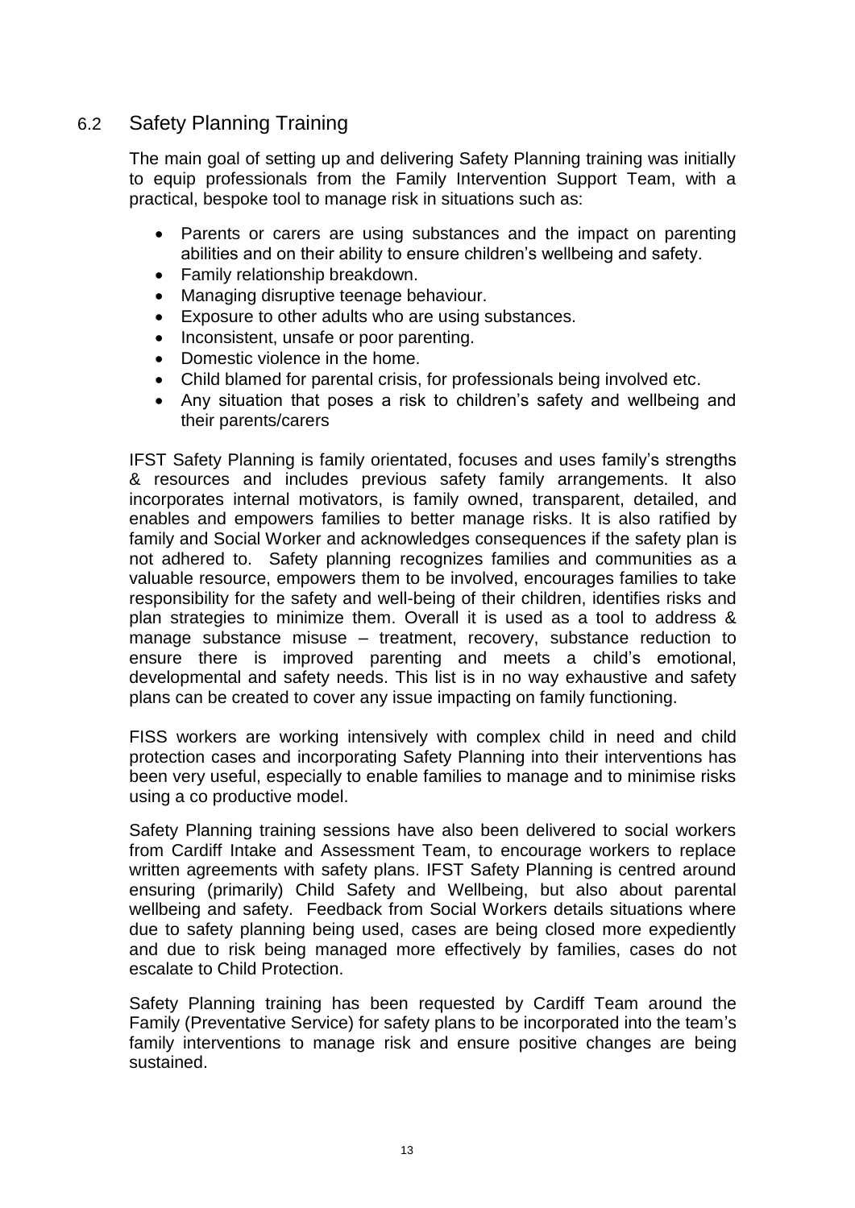## 6.2 Safety Planning Training

The main goal of setting up and delivering Safety Planning training was initially to equip professionals from the Family Intervention Support Team, with a practical, bespoke tool to manage risk in situations such as:

- Parents or carers are using substances and the impact on parenting abilities and on their ability to ensure children's wellbeing and safety.
- Family relationship breakdown.
- Managing disruptive teenage behaviour.
- Exposure to other adults who are using substances.
- Inconsistent, unsafe or poor parenting.
- Domestic violence in the home.
- Child blamed for parental crisis, for professionals being involved etc.
- Any situation that poses a risk to children's safety and wellbeing and their parents/carers

IFST Safety Planning is family orientated, focuses and uses family's strengths & resources and includes previous safety family arrangements. It also incorporates internal motivators, is family owned, transparent, detailed, and enables and empowers families to better manage risks. It is also ratified by family and Social Worker and acknowledges consequences if the safety plan is not adhered to. Safety planning recognizes families and communities as a valuable resource, empowers them to be involved, encourages families to take responsibility for the safety and well-being of their children, identifies risks and plan strategies to minimize them. Overall it is used as a tool to address & manage substance misuse – treatment, recovery, substance reduction to ensure there is improved parenting and meets a child's emotional, developmental and safety needs. This list is in no way exhaustive and safety plans can be created to cover any issue impacting on family functioning.

FISS workers are working intensively with complex child in need and child protection cases and incorporating Safety Planning into their interventions has been very useful, especially to enable families to manage and to minimise risks using a co productive model.

Safety Planning training sessions have also been delivered to social workers from Cardiff Intake and Assessment Team, to encourage workers to replace written agreements with safety plans. IFST Safety Planning is centred around ensuring (primarily) Child Safety and Wellbeing, but also about parental wellbeing and safety. Feedback from Social Workers details situations where due to safety planning being used, cases are being closed more expediently and due to risk being managed more effectively by families, cases do not escalate to Child Protection.

Safety Planning training has been requested by Cardiff Team around the Family (Preventative Service) for safety plans to be incorporated into the team's family interventions to manage risk and ensure positive changes are being sustained.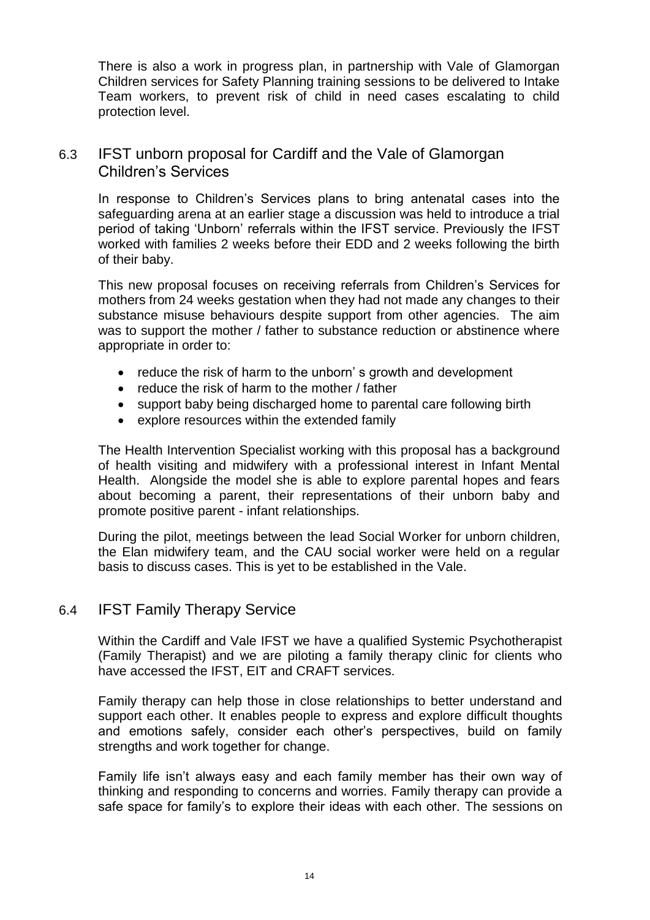There is also a work in progress plan, in partnership with Vale of Glamorgan Children services for Safety Planning training sessions to be delivered to Intake Team workers, to prevent risk of child in need cases escalating to child protection level.

## 6.3 IFST unborn proposal for Cardiff and the Vale of Glamorgan Children's Services

In response to Children's Services plans to bring antenatal cases into the safeguarding arena at an earlier stage a discussion was held to introduce a trial period of taking 'Unborn' referrals within the IFST service. Previously the IFST worked with families 2 weeks before their EDD and 2 weeks following the birth of their baby.

This new proposal focuses on receiving referrals from Children's Services for mothers from 24 weeks gestation when they had not made any changes to their substance misuse behaviours despite support from other agencies. The aim was to support the mother / father to substance reduction or abstinence where appropriate in order to:

- reduce the risk of harm to the unborn' s growth and development
- reduce the risk of harm to the mother / father
- support baby being discharged home to parental care following birth
- explore resources within the extended family

The Health Intervention Specialist working with this proposal has a background of health visiting and midwifery with a professional interest in Infant Mental Health. Alongside the model she is able to explore parental hopes and fears about becoming a parent, their representations of their unborn baby and promote positive parent - infant relationships.

During the pilot, meetings between the lead Social Worker for unborn children, the Elan midwifery team, and the CAU social worker were held on a regular basis to discuss cases. This is yet to be established in the Vale.

## 6.4 IFST Family Therapy Service

Within the Cardiff and Vale IFST we have a qualified Systemic Psychotherapist (Family Therapist) and we are piloting a family therapy clinic for clients who have accessed the IFST, EIT and CRAFT services.

Family therapy can help those in close relationships to better understand and support each other. It enables people to express and explore difficult thoughts and emotions safely, consider each other's perspectives, build on family strengths and work together for change.

Family life isn't always easy and each family member has their own way of thinking and responding to concerns and worries. Family therapy can provide a safe space for family's to explore their ideas with each other. The sessions on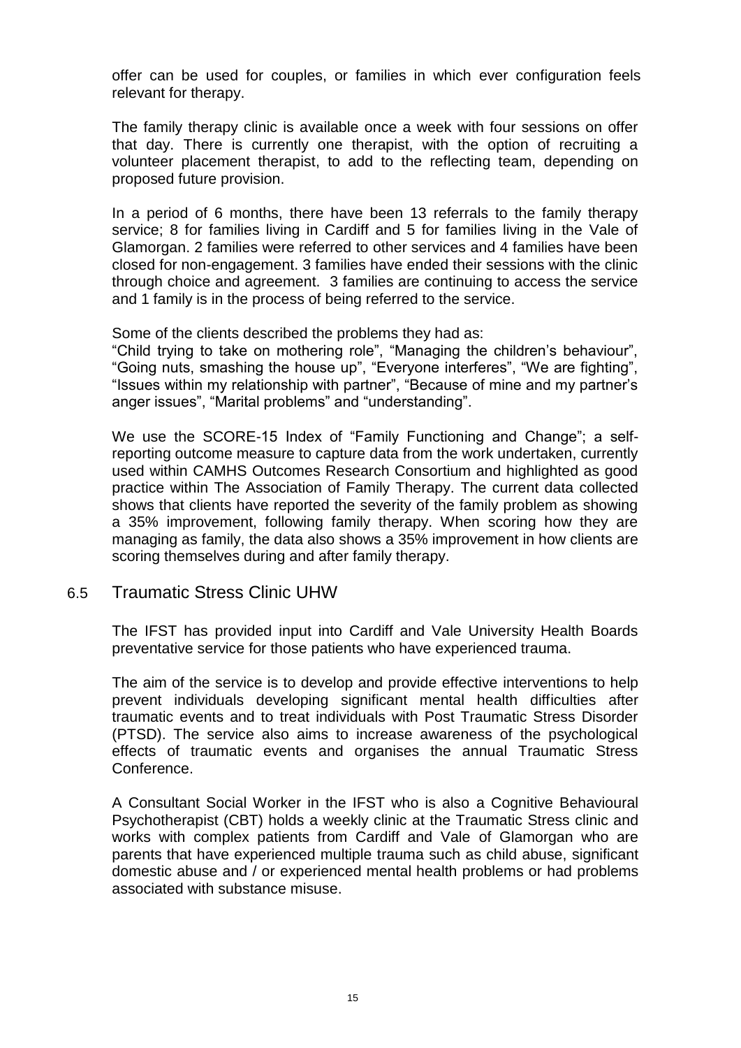offer can be used for couples, or families in which ever configuration feels relevant for therapy.

The family therapy clinic is available once a week with four sessions on offer that day. There is currently one therapist, with the option of recruiting a volunteer placement therapist, to add to the reflecting team, depending on proposed future provision.

In a period of 6 months, there have been 13 referrals to the family therapy service; 8 for families living in Cardiff and 5 for families living in the Vale of Glamorgan. 2 families were referred to other services and 4 families have been closed for non-engagement. 3 families have ended their sessions with the clinic through choice and agreement. 3 families are continuing to access the service and 1 family is in the process of being referred to the service.

Some of the clients described the problems they had as:
"Child trying to take on mothering role", "Managing the children's behaviour", "Going nuts, smashing the house up", "Everyone interferes", "We are fighting", "Issues within my relationship with partner", "Because of mine and my partner's anger issues", "Marital problems" and "understanding".

We use the SCORE-15 Index of "Family Functioning and Change"; a self-reporting outcome measure to capture data from the work undertaken, currently used within CAMHS Outcomes Research Consortium and highlighted as good practice within The Association of Family Therapy. The current data collected shows that clients have reported the severity of the family problem as showing a 35% improvement, following family therapy. When scoring how they are managing as family, the data also shows a 35% improvement in how clients are scoring themselves during and after family therapy.

## 6.5 Traumatic Stress Clinic UHW

The IFST has provided input into Cardiff and Vale University Health Boards preventative service for those patients who have experienced trauma.

The aim of the service is to develop and provide effective interventions to help prevent individuals developing significant mental health difficulties after traumatic events and to treat individuals with Post Traumatic Stress Disorder (PTSD). The service also aims to increase awareness of the psychological effects of traumatic events and organises the annual Traumatic Stress Conference.

A Consultant Social Worker in the IFST who is also a Cognitive Behavioural Psychotherapist (CBT) holds a weekly clinic at the Traumatic Stress clinic and works with complex patients from Cardiff and Vale of Glamorgan who are parents that have experienced multiple trauma such as child abuse, significant domestic abuse and / or experienced mental health problems or had problems associated with substance misuse.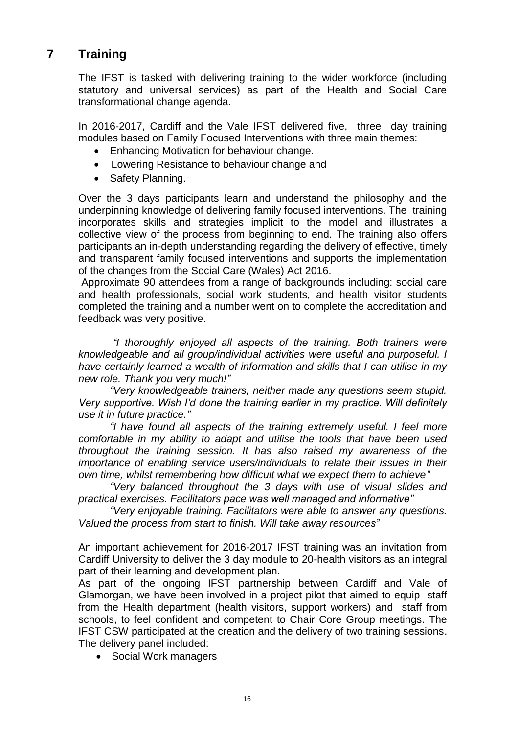## 7 Training

The IFST is tasked with delivering training to the wider workforce (including statutory and universal services) as part of the Health and Social Care transformational change agenda.

In 2016-2017, Cardiff and the Vale IFST delivered five, three day training modules based on Family Focused Interventions with three main themes:

- Enhancing Motivation for behaviour change.
- Lowering Resistance to behaviour change and
- Safety Planning.

Over the 3 days participants learn and understand the philosophy and the underpinning knowledge of delivering family focused interventions. The training incorporates skills and strategies implicit to the model and illustrates a collective view of the process from beginning to end. The training also offers participants an in-depth understanding regarding the delivery of effective, timely and transparent family focused interventions and supports the implementation of the changes from the Social Care (Wales) Act 2016.

Approximate 90 attendees from a range of backgrounds including: social care and health professionals, social work students, and health visitor students completed the training and a number went on to complete the accreditation and feedback was very positive.

*"I thoroughly enjoyed all aspects of the training. Both trainers were knowledgeable and all group/individual activities were useful and purposeful. I have certainly learned a wealth of information and skills that I can utilise in my new role. Thank you very much!"*

*"Very knowledgeable trainers, neither made any questions seem stupid. Very supportive. Wish I'd done the training earlier in my practice. Will definitely use it in future practice."*

*"I have found all aspects of the training extremely useful. I feel more comfortable in my ability to adapt and utilise the tools that have been used throughout the training session. It has also raised my awareness of the importance of enabling service users/individuals to relate their issues in their own time, whilst remembering how difficult what we expect them to achieve"*

*"Very balanced throughout the 3 days with use of visual slides and practical exercises. Facilitators pace was well managed and informative"*

*"Very enjoyable training. Facilitators were able to answer any questions. Valued the process from start to finish. Will take away resources"*

An important achievement for 2016-2017 IFST training was an invitation from Cardiff University to deliver the 3 day module to 20-health visitors as an integral part of their learning and development plan.

As part of the ongoing IFST partnership between Cardiff and Vale of Glamorgan, we have been involved in a project pilot that aimed to equip staff from the Health department (health visitors, support workers) and staff from schools, to feel confident and competent to Chair Core Group meetings. The IFST CSW participated at the creation and the delivery of two training sessions. The delivery panel included:

- Social Work managers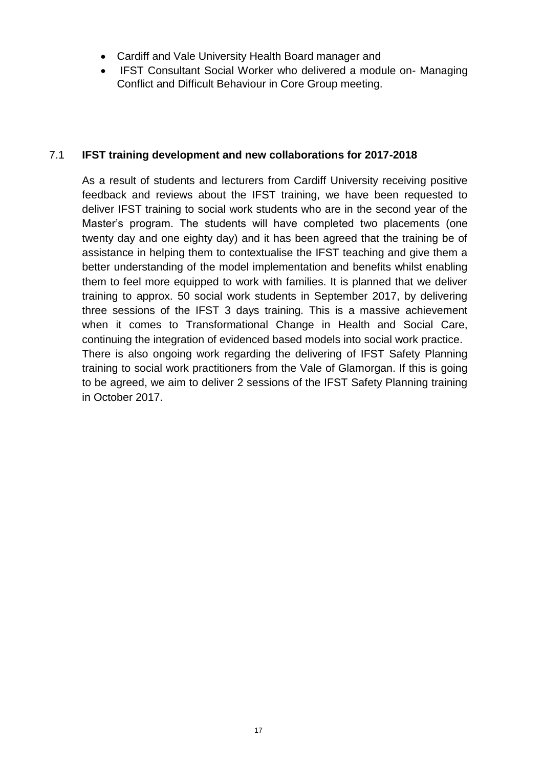- Cardiff and Vale University Health Board manager and
- IFST Consultant Social Worker who delivered a module on- Managing Conflict and Difficult Behaviour in Core Group meeting.

## 7.1 IFST training development and new collaborations for 2017-2018

As a result of students and lecturers from Cardiff University receiving positive feedback and reviews about the IFST training, we have been requested to deliver IFST training to social work students who are in the second year of the Master's program. The students will have completed two placements (one twenty day and one eighty day) and it has been agreed that the training be of assistance in helping them to contextualise the IFST teaching and give them a better understanding of the model implementation and benefits whilst enabling them to feel more equipped to work with families. It is planned that we deliver training to approx. 50 social work students in September 2017, by delivering three sessions of the IFST 3 days training. This is a massive achievement when it comes to Transformational Change in Health and Social Care, continuing the integration of evidenced based models into social work practice.

There is also ongoing work regarding the delivering of IFST Safety Planning training to social work practitioners from the Vale of Glamorgan. If this is going to be agreed, we aim to deliver 2 sessions of the IFST Safety Planning training in October 2017.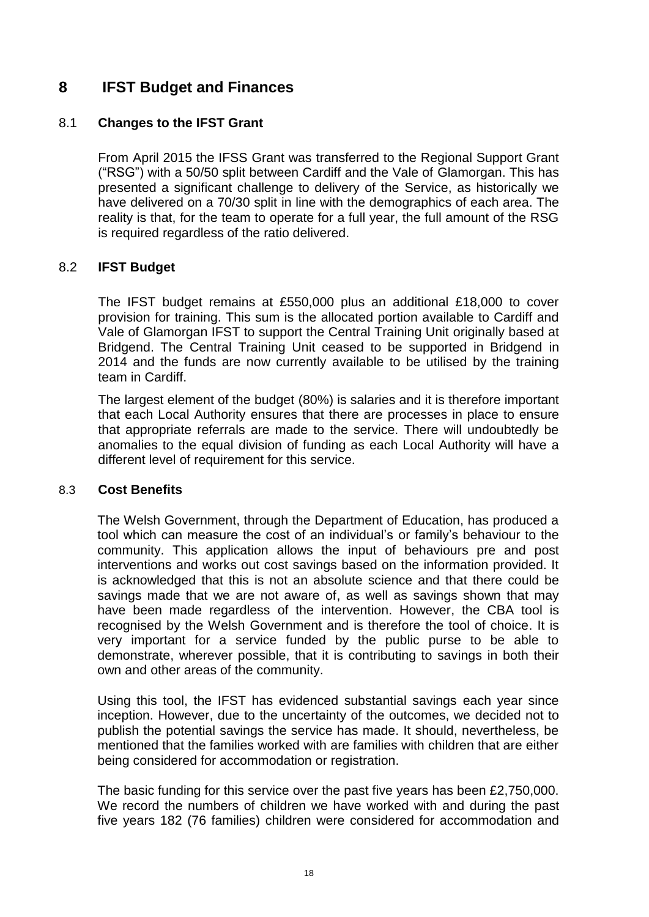# 8 IFST Budget and Finances

## 8.1 Changes to the IFST Grant

From April 2015 the IFSS Grant was transferred to the Regional Support Grant ("RSG") with a 50/50 split between Cardiff and the Vale of Glamorgan. This has presented a significant challenge to delivery of the Service, as historically we have delivered on a 70/30 split in line with the demographics of each area. The reality is that, for the team to operate for a full year, the full amount of the RSG is required regardless of the ratio delivered.

## 8.2 IFST Budget

The IFST budget remains at £550,000 plus an additional £18,000 to cover provision for training. This sum is the allocated portion available to Cardiff and Vale of Glamorgan IFST to support the Central Training Unit originally based at Bridgend. The Central Training Unit ceased to be supported in Bridgend in 2014 and the funds are now currently available to be utilised by the training team in Cardiff.

The largest element of the budget (80%) is salaries and it is therefore important that each Local Authority ensures that there are processes in place to ensure that appropriate referrals are made to the service. There will undoubtedly be anomalies to the equal division of funding as each Local Authority will have a different level of requirement for this service.

## 8.3 Cost Benefits

The Welsh Government, through the Department of Education, has produced a tool which can measure the cost of an individual's or family's behaviour to the community. This application allows the input of behaviours pre and post interventions and works out cost savings based on the information provided. It is acknowledged that this is not an absolute science and that there could be savings made that we are not aware of, as well as savings shown that may have been made regardless of the intervention. However, the CBA tool is recognised by the Welsh Government and is therefore the tool of choice. It is very important for a service funded by the public purse to be able to demonstrate, wherever possible, that it is contributing to savings in both their own and other areas of the community.

Using this tool, the IFST has evidenced substantial savings each year since inception. However, due to the uncertainty of the outcomes, we decided not to publish the potential savings the service has made. It should, nevertheless, be mentioned that the families worked with are families with children that are either being considered for accommodation or registration.

The basic funding for this service over the past five years has been £2,750,000. We record the numbers of children we have worked with and during the past five years 182 (76 families) children were considered for accommodation and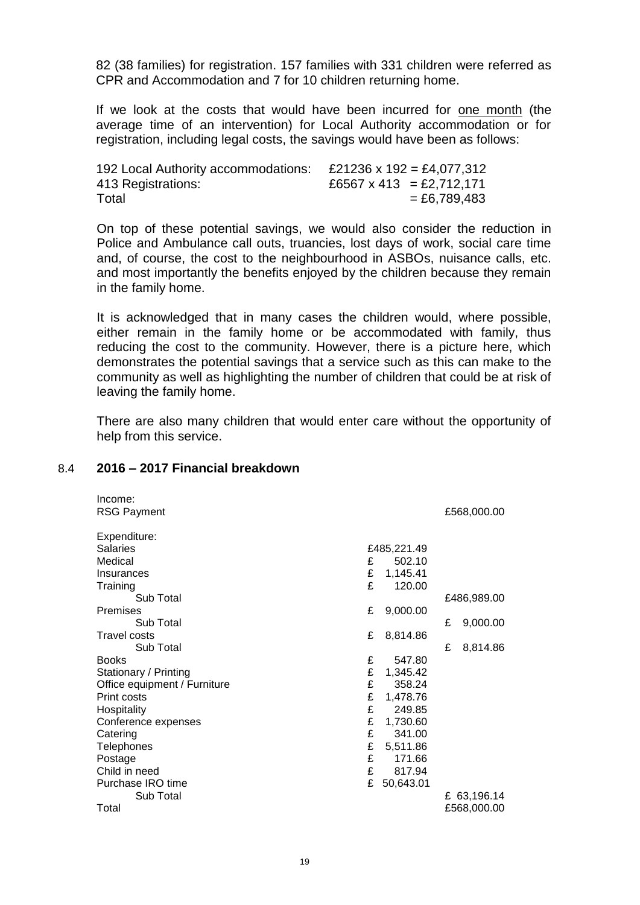82 (38 families) for registration. 157 families with 331 children were referred as CPR and Accommodation and 7 for 10 children returning home.

If we look at the costs that would have been incurred for one month (the average time of an intervention) for Local Authority accommodation or for registration, including legal costs, the savings would have been as follows:

| | |
|---|---|
| 192 Local Authority accommodations: | £21236 x 192 = £4,077,312 |
| 413 Registrations: | £6567 x 413 = £2,712,171 |
| Total | = £6,789,483 |

On top of these potential savings, we would also consider the reduction in Police and Ambulance call outs, truancies, lost days of work, social care time and, of course, the cost to the neighbourhood in ASBOs, nuisance calls, etc. and most importantly the benefits enjoyed by the children because they remain in the family home.

It is acknowledged that in many cases the children would, where possible, either remain in the family home or be accommodated with family, thus reducing the cost to the community. However, there is a picture here, which demonstrates the potential savings that a service such as this can make to the community as well as highlighting the number of children that could be at risk of leaving the family home.

There are also many children that would enter care without the opportunity of help from this service.

## 8.4 2016 – 2017 Financial breakdown

| | | |
|---|---|---|
| Income: | | |
| RSG Payment | | £568,000.00 |
| | | |
| Expenditure: | | |
| Salaries | £485,221.49 | |
| Medical | £ 502.10 | |
| Insurances | £ 1,145.41 | |
| Training | £ 120.00 | |
| Sub Total | | £486,989.00 |
| Premises | £ 9,000.00 | |
| Sub Total | | £ 9,000.00 |
| Travel costs | £ 8,814.86 | |
| Sub Total | | £ 8,814.86 |
| Books | £ 547.80 | |
| Stationary / Printing | £ 1,345.42 | |
| Office equipment / Furniture | £ 358.24 | |
| Print costs | £ 1,478.76 | |
| Hospitality | £ 249.85 | |
| Conference expenses | £ 1,730.60 | |
| Catering | £ 341.00 | |
| Telephones | £ 5,511.86 | |
| Postage | £ 171.66 | |
| Child in need | £ 817.94 | |
| Purchase IRO time | £ 50,643.01 | |
| Sub Total | | £ 63,196.14 |
| Total | | £568,000.00 |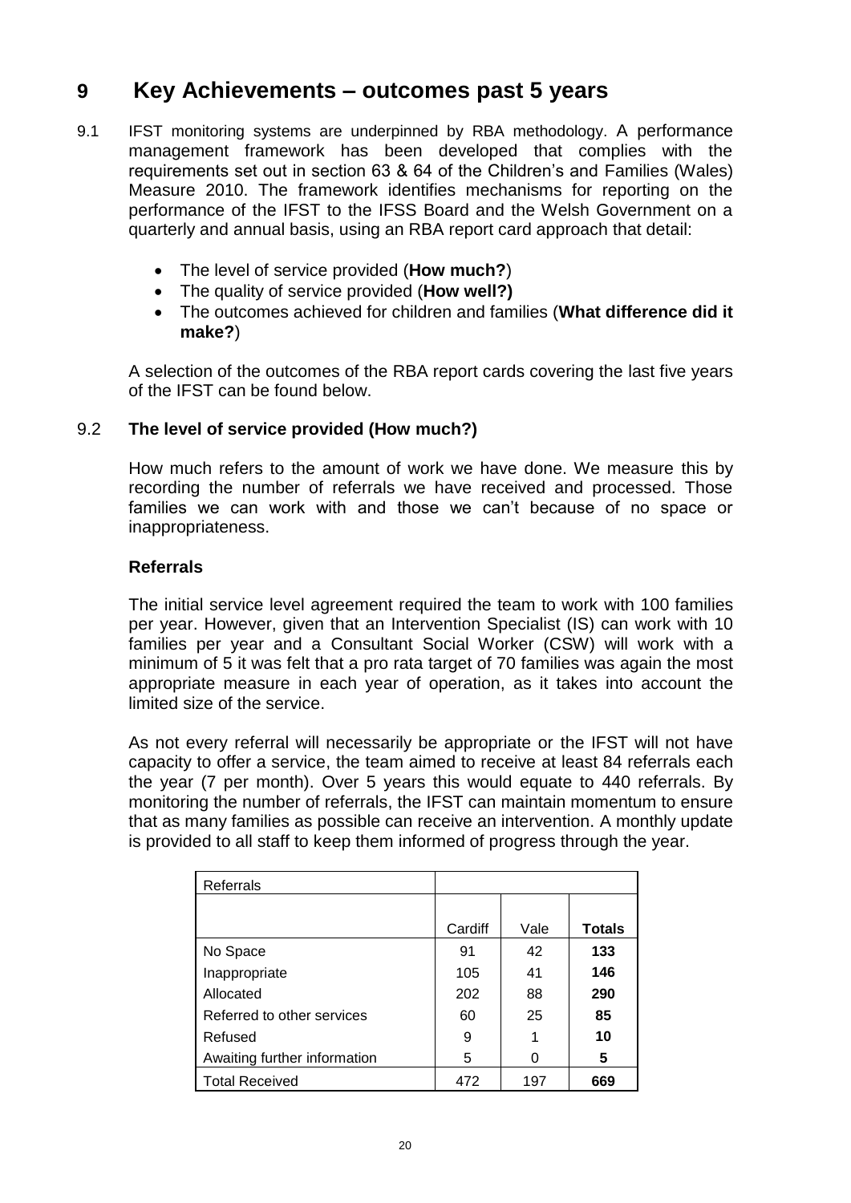# 9 Key Achievements – outcomes past 5 years

9.1 IFST monitoring systems are underpinned by RBA methodology. A performance management framework has been developed that complies with the requirements set out in section 63 & 64 of the Children's and Families (Wales) Measure 2010. The framework identifies mechanisms for reporting on the performance of the IFST to the IFSS Board and the Welsh Government on a quarterly and annual basis, using an RBA report card approach that detail:

- The level of service provided (**How much?**)
- The quality of service provided (**How well?)**
- The outcomes achieved for children and families (**What difference did it make?**)

A selection of the outcomes of the RBA report cards covering the last five years of the IFST can be found below.

## 9.2 The level of service provided (How much?)

How much refers to the amount of work we have done. We measure this by recording the number of referrals we have received and processed. Those families we can work with and those we can't because of no space or inappropriateness.

### Referrals

The initial service level agreement required the team to work with 100 families per year. However, given that an Intervention Specialist (IS) can work with 10 families per year and a Consultant Social Worker (CSW) will work with a minimum of 5 it was felt that a pro rata target of 70 families was again the most appropriate measure in each year of operation, as it takes into account the limited size of the service.

As not every referral will necessarily be appropriate or the IFST will not have capacity to offer a service, the team aimed to receive at least 84 referrals each the year (7 per month). Over 5 years this would equate to 440 referrals. By monitoring the number of referrals, the IFST can maintain momentum to ensure that as many families as possible can receive an intervention. A monthly update is provided to all staff to keep them informed of progress through the year.

| Referrals | | | |
|---|---|---|---|
| | Cardiff | Vale | **Totals** |
| No Space | 91 | 42 | **133** |
| Inappropriate | 105 | 41 | **146** |
| Allocated | 202 | 88 | **290** |
| Referred to other services | 60 | 25 | **85** |
| Refused | 9 | 1 | **10** |
| Awaiting further information | 5 | 0 | **5** |
| Total Received | 472 | 197 | **669** |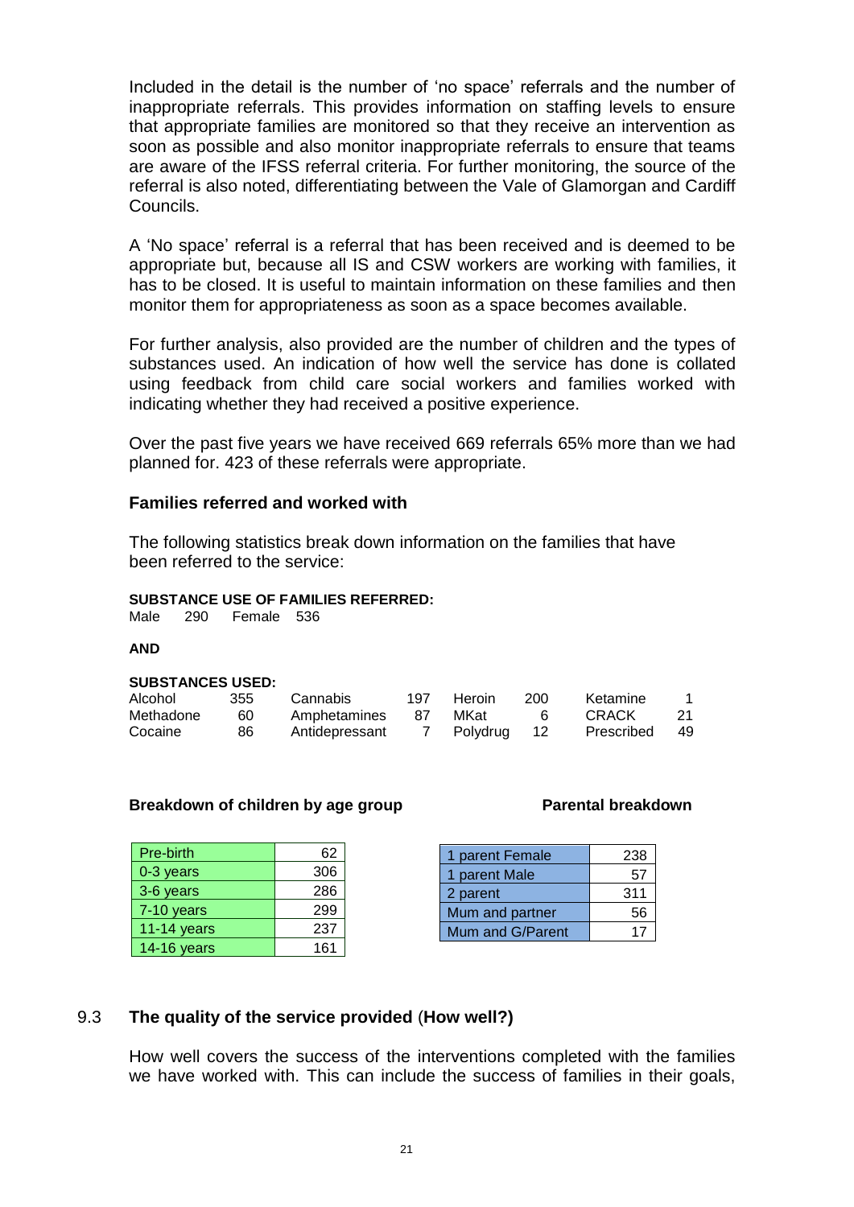Included in the detail is the number of 'no space' referrals and the number of inappropriate referrals. This provides information on staffing levels to ensure that appropriate families are monitored so that they receive an intervention as soon as possible and also monitor inappropriate referrals to ensure that teams are aware of the IFSS referral criteria. For further monitoring, the source of the referral is also noted, differentiating between the Vale of Glamorgan and Cardiff Councils.

A 'No space' referral is a referral that has been received and is deemed to be appropriate but, because all IS and CSW workers are working with families, it has to be closed. It is useful to maintain information on these families and then monitor them for appropriateness as soon as a space becomes available.

For further analysis, also provided are the number of children and the types of substances used. An indication of how well the service has done is collated using feedback from child care social workers and families worked with indicating whether they had received a positive experience.

Over the past five years we have received 669 referrals 65% more than we had planned for. 423 of these referrals were appropriate.

### Families referred and worked with

The following statistics break down information on the families that have been referred to the service:

**SUBSTANCE USE OF FAMILIES REFERRED:**

Male 290 Female 536

**AND**

**SUBSTANCES USED:**

| | | | | | | | |
|---|---|---|---|---|---|---|---|
| Alcohol | 355 | Cannabis | 197 | Heroin | 200 | Ketamine | 1 |
| Methadone | 60 | Amphetamines | 87 | MKat | 6 | CRACK | 21 |
| Cocaine | 86 | Antidepressant | 7 | Polydrug | 12 | Prescribed | 49 |

**Breakdown of children by age group**

| | |
|---|---|
| Pre-birth | 62 |
| 0-3 years | 306 |
| 3-6 years | 286 |
| 7-10 years | 299 |
| 11-14 years | 237 |
| 14-16 years | 161 |

**Parental breakdown**

| | |
|---|---|
| 1 parent Female | 238 |
| 1 parent Male | 57 |
| 2 parent | 311 |
| Mum and partner | 56 |
| Mum and G/Parent | 17 |

### 9.3 The quality of the service provided (How well?)

How well covers the success of the interventions completed with the families we have worked with. This can include the success of families in their goals,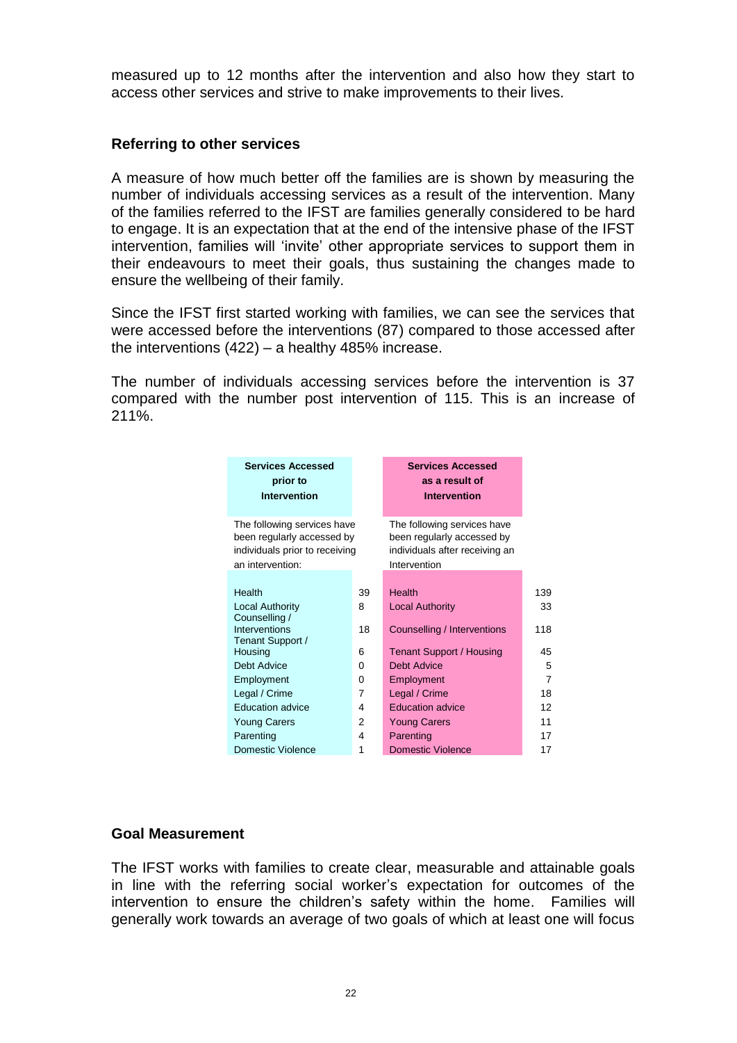measured up to 12 months after the intervention and also how they start to access other services and strive to make improvements to their lives.

## Referring to other services

A measure of how much better off the families are is shown by measuring the number of individuals accessing services as a result of the intervention. Many of the families referred to the IFST are families generally considered to be hard to engage. It is an expectation that at the end of the intensive phase of the IFST intervention, families will 'invite' other appropriate services to support them in their endeavours to meet their goals, thus sustaining the changes made to ensure the wellbeing of their family.

Since the IFST first started working with families, we can see the services that were accessed before the interventions (87) compared to those accessed after the interventions (422) – a healthy 485% increase.

The number of individuals accessing services before the intervention is 37 compared with the number post intervention of 115. This is an increase of 211%.

| **Services Accessed prior to Intervention** | | **Services Accessed as a result of Intervention** | |
|---|---|---|---|
| The following services have been regularly accessed by individuals prior to receiving an intervention: | | The following services have been regularly accessed by individuals after receiving an Intervention | |
| Health | 39 | Health | 139 |
| Local Authority | 8 | Local Authority | 33 |
| Counselling / Interventions | 18 | Counselling / Interventions | 118 |
| Tenant Support / Housing | 6 | Tenant Support / Housing | 45 |
| Debt Advice | 0 | Debt Advice | 5 |
| Employment | 0 | Employment | 7 |
| Legal / Crime | 7 | Legal / Crime | 18 |
| Education advice | 4 | Education advice | 12 |
| Young Carers | 2 | Young Carers | 11 |
| Parenting | 4 | Parenting | 17 |
| Domestic Violence | 1 | Domestic Violence | 17 |

## Goal Measurement

The IFST works with families to create clear, measurable and attainable goals in line with the referring social worker's expectation for outcomes of the intervention to ensure the children's safety within the home. Families will generally work towards an average of two goals of which at least one will focus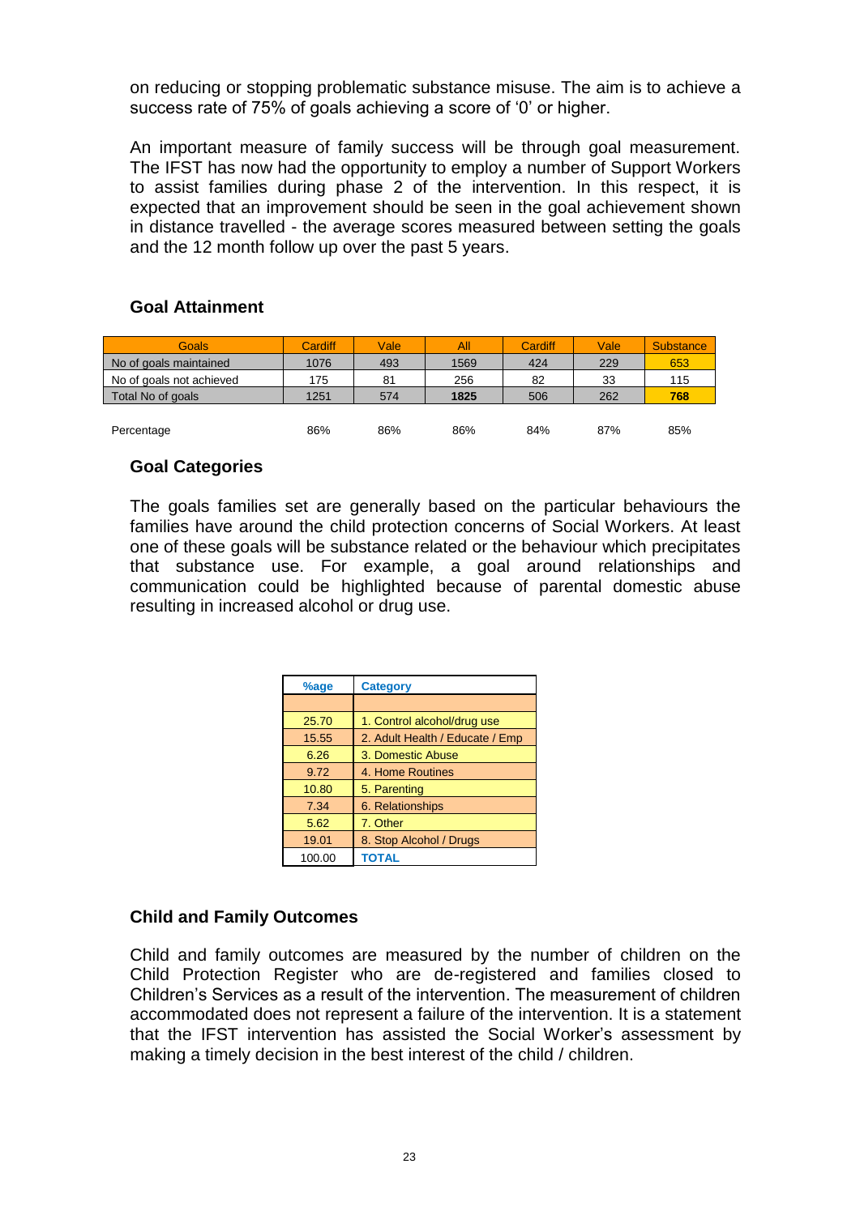on reducing or stopping problematic substance misuse. The aim is to achieve a success rate of 75% of goals achieving a score of ‘0’ or higher.

An important measure of family success will be through goal measurement. The IFST has now had the opportunity to employ a number of Support Workers to assist families during phase 2 of the intervention. In this respect, it is expected that an improvement should be seen in the goal achievement shown in distance travelled - the average scores measured between setting the goals and the 12 month follow up over the past 5 years.

### Goal Attainment

| Goals | Cardiff | Vale | All | Cardiff | Vale | Substance |
|---|---|---|---|---|---|---|
| No of goals maintained | 1076 | 493 | 1569 | 424 | 229 | 653 |
| No of goals not achieved | 175 | 81 | 256 | 82 | 33 | 115 |
| Total No of goals | 1251 | 574 | **1825** | 506 | 262 | **768** |
| | | | | | | |
| Percentage | 86% | 86% | 86% | 84% | 87% | 85% |

### Goal Categories

The goals families set are generally based on the particular behaviours the families have around the child protection concerns of Social Workers. At least one of these goals will be substance related or the behaviour which precipitates that substance use. For example, a goal around relationships and communication could be highlighted because of parental domestic abuse resulting in increased alcohol or drug use.

| %age | Category |
|---|---|
| | |
| 25.70 | 1. Control alcohol/drug use |
| 15.55 | 2. Adult Health / Educate / Emp |
| 6.26 | 3. Domestic Abuse |
| 9.72 | 4. Home Routines |
| 10.80 | 5. Parenting |
| 7.34 | 6. Relationships |
| 5.62 | 7. Other |
| 19.01 | 8. Stop Alcohol / Drugs |
| 100.00 | **TOTAL** |

### Child and Family Outcomes

Child and family outcomes are measured by the number of children on the Child Protection Register who are de-registered and families closed to Children’s Services as a result of the intervention. The measurement of children accommodated does not represent a failure of the intervention. It is a statement that the IFST intervention has assisted the Social Worker’s assessment by making a timely decision in the best interest of the child / children.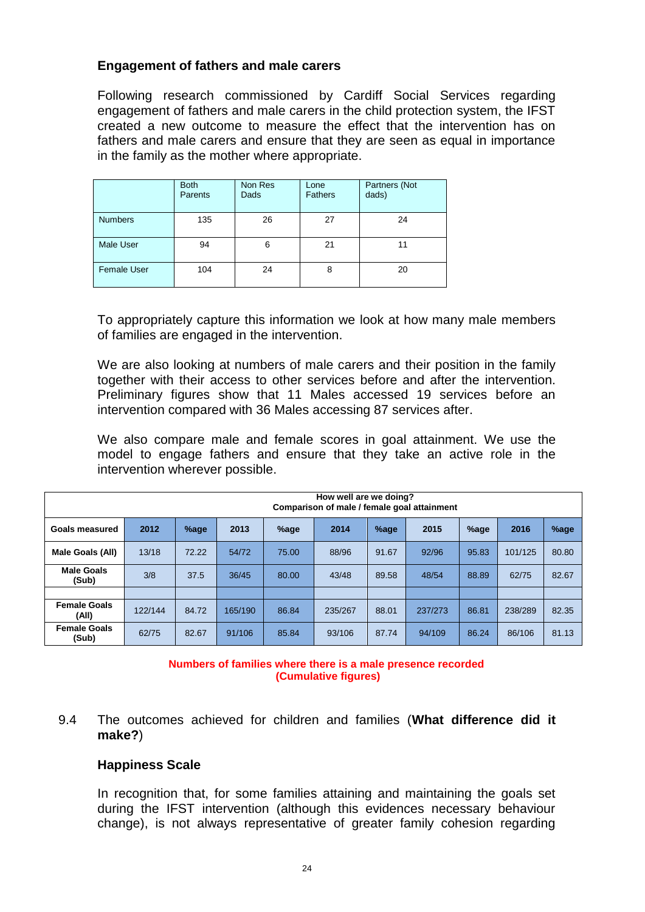### Engagement of fathers and male carers

Following research commissioned by Cardiff Social Services regarding engagement of fathers and male carers in the child protection system, the IFST created a new outcome to measure the effect that the intervention has on fathers and male carers and ensure that they are seen as equal in importance in the family as the mother where appropriate.

| | Both Parents | Non Res Dads | Lone Fathers | Partners (Not dads) |
|---|---|---|---|---|
| Numbers | 135 | 26 | 27 | 24 |
| Male User | 94 | 6 | 21 | 11 |
| Female User | 104 | 24 | 8 | 20 |

To appropriately capture this information we look at how many male members of families are engaged in the intervention.

We are also looking at numbers of male carers and their position in the family together with their access to other services before and after the intervention. Preliminary figures show that 11 Males accessed 19 services before an intervention compared with 36 Males accessing 87 services after.

We also compare male and female scores in goal attainment. We use the model to engage fathers and ensure that they take an active role in the intervention wherever possible.

| How well are we doing? Comparison of male / female goal attainment | | | | | | | | | | |
|---|---|---|---|---|---|---|---|---|---|---|
| **Goals measured** | **2012** | **%age** | **2013** | **%age** | **2014** | **%age** | **2015** | **%age** | **2016** | **%age** |
| **Male Goals (All)** | 13/18 | 72.22 | 54/72 | 75.00 | 88/96 | 91.67 | 92/96 | 95.83 | 101/125 | 80.80 |
| **Male Goals (Sub)** | 3/8 | 37.5 | 36/45 | 80.00 | 43/48 | 89.58 | 48/54 | 88.89 | 62/75 | 82.67 |
| | | | | | | | | | | |
| **Female Goals (All)** | 122/144 | 84.72 | 165/190 | 86.84 | 235/267 | 88.01 | 237/273 | 86.81 | 238/289 | 82.35 |
| **Female Goals (Sub)** | 62/75 | 82.67 | 91/106 | 85.84 | 93/106 | 87.74 | 94/109 | 86.24 | 86/106 | 81.13 |

**Numbers of families where there is a male presence recorded (Cumulative figures)**

9.4 The outcomes achieved for children and families (**What difference did it make?**)

### Happiness Scale

In recognition that, for some families attaining and maintaining the goals set during the IFST intervention (although this evidences necessary behaviour change), is not always representative of greater family cohesion regarding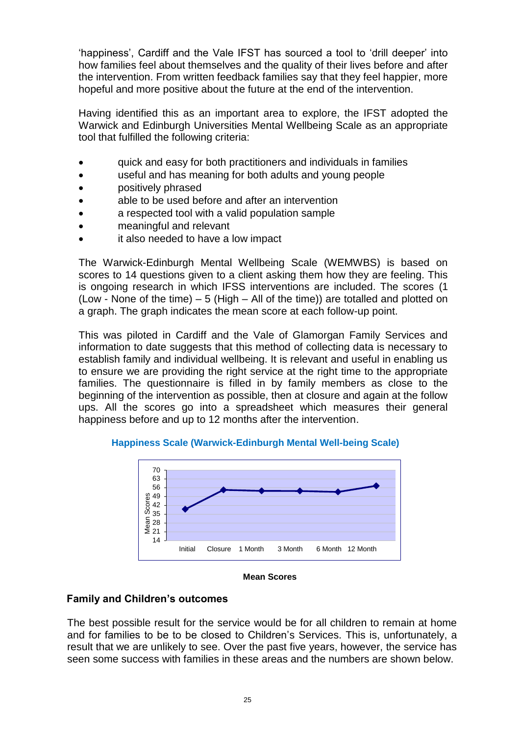'happiness', Cardiff and the Vale IFST has sourced a tool to 'drill deeper' into how families feel about themselves and the quality of their lives before and after the intervention. From written feedback families say that they feel happier, more hopeful and more positive about the future at the end of the intervention.

Having identified this as an important area to explore, the IFST adopted the Warwick and Edinburgh Universities Mental Wellbeing Scale as an appropriate tool that fulfilled the following criteria:

- quick and easy for both practitioners and individuals in families
- useful and has meaning for both adults and young people
- positively phrased
- able to be used before and after an intervention
- a respected tool with a valid population sample
- meaningful and relevant
- it also needed to have a low impact

The Warwick-Edinburgh Mental Wellbeing Scale (WEMWBS) is based on scores to 14 questions given to a client asking them how they are feeling. This is ongoing research in which IFSS interventions are included. The scores (1 (Low - None of the time) – 5 (High – All of the time)) are totalled and plotted on a graph. The graph indicates the mean score at each follow-up point.

This was piloted in Cardiff and the Vale of Glamorgan Family Services and information to date suggests that this method of collecting data is necessary to establish family and individual wellbeing. It is relevant and useful in enabling us to ensure we are providing the right service at the right time to the appropriate families. The questionnaire is filled in by family members as close to the beginning of the intervention as possible, then at closure and again at the follow ups. All the scores go into a spreadsheet which measures their general happiness before and up to 12 months after the intervention.

**Happiness Scale (Warwick-Edinburgh Mental Well-being Scale)**

Mean Scores: 70, 63, 56, 49, 42, 35, 28, 21, 14

Initial, Closure, 1 Month, 3 Month, 6 Month, 12 Month

**Mean Scores**

## Family and Children's outcomes

The best possible result for the service would be for all children to remain at home and for families to be to be closed to Children's Services. This is, unfortunately, a result that we are unlikely to see. Over the past five years, however, the service has seen some success with families in these areas and the numbers are shown below.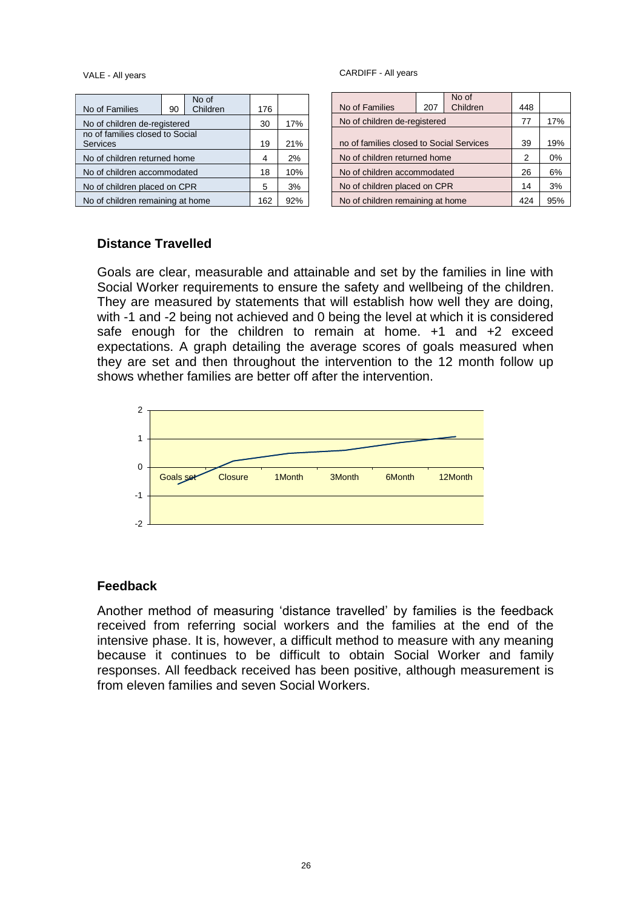VALE - All years

| No of Families | 90 | No of Children | 176 | |
|---|---|---|---|---|
| No of children de-registered | | | 30 | 17% |
| no of families closed to Social Services | | | 19 | 21% |
| No of children returned home | | | 4 | 2% |
| No of children accommodated | | | 18 | 10% |
| No of children placed on CPR | | | 5 | 3% |
| No of children remaining at home | | | 162 | 92% |

CARDIFF - All years

| No of Families | 207 | No of Children | 448 | |
|---|---|---|---|---|
| No of children de-registered | | | 77 | 17% |
| no of families closed to Social Services | | | 39 | 19% |
| No of children returned home | | | 2 | 0% |
| No of children accommodated | | | 26 | 6% |
| No of children placed on CPR | | | 14 | 3% |
| No of children remaining at home | | | 424 | 95% |

## Distance Travelled

Goals are clear, measurable and attainable and set by the families in line with Social Worker requirements to ensure the safety and wellbeing of the children. They are measured by statements that will establish how well they are doing, with -1 and -2 being not achieved and 0 being the level at which it is considered safe enough for the children to remain at home. +1 and +2 exceed expectations. A graph detailing the average scores of goals measured when they are set and then throughout the intervention to the 12 month follow up shows whether families are better off after the intervention.

## Feedback

Another method of measuring 'distance travelled' by families is the feedback received from referring social workers and the families at the end of the intensive phase. It is, however, a difficult method to measure with any meaning because it continues to be difficult to obtain Social Worker and family responses. All feedback received has been positive, although measurement is from eleven families and seven Social Workers.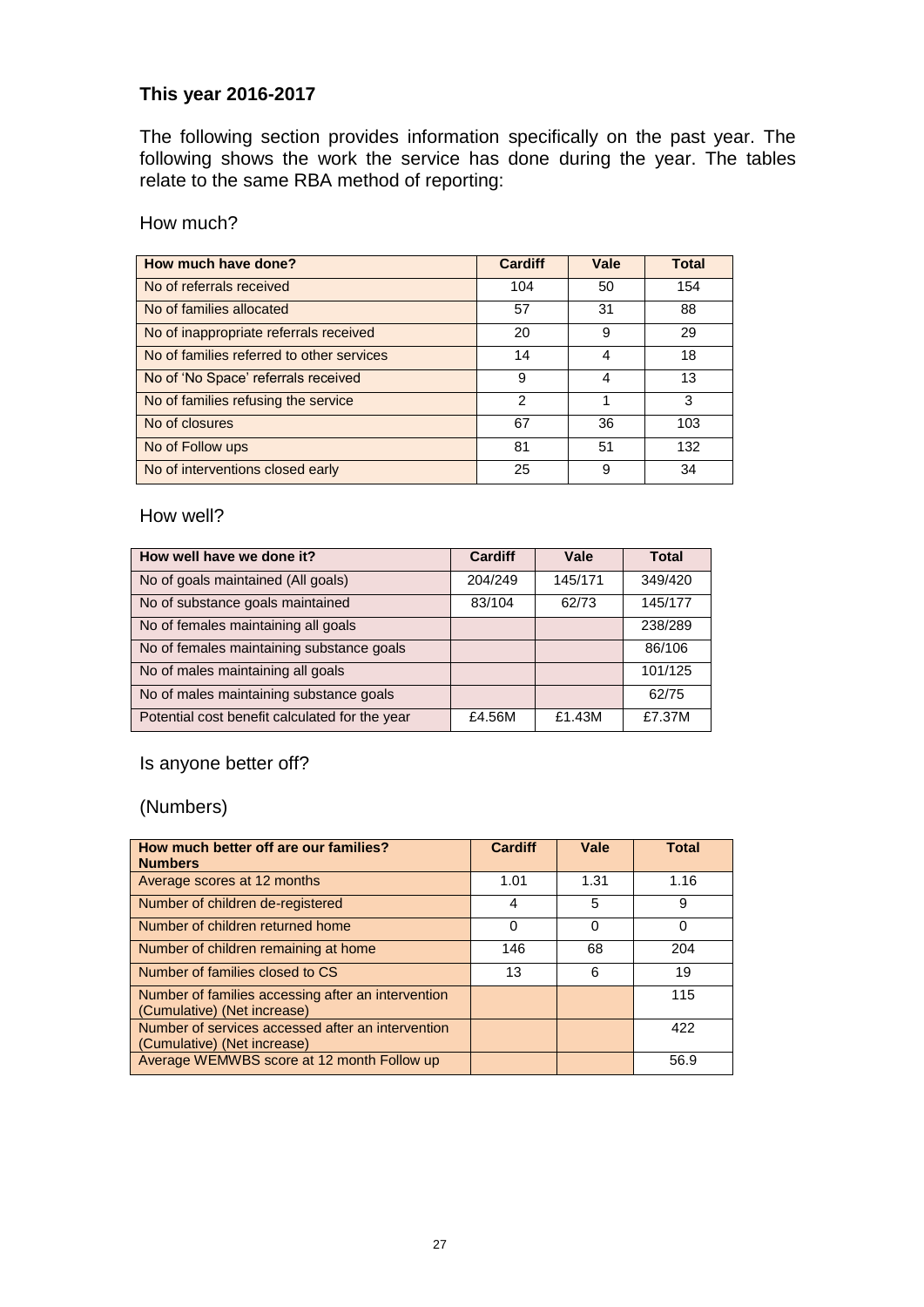### This year 2016-2017

The following section provides information specifically on the past year. The following shows the work the service has done during the year. The tables relate to the same RBA method of reporting:

How much?

| How much have done? | Cardiff | Vale | Total |
|---|---|---|---|
| No of referrals received | 104 | 50 | 154 |
| No of families allocated | 57 | 31 | 88 |
| No of inappropriate referrals received | 20 | 9 | 29 |
| No of families referred to other services | 14 | 4 | 18 |
| No of 'No Space' referrals received | 9 | 4 | 13 |
| No of families refusing the service | 2 | 1 | 3 |
| No of closures | 67 | 36 | 103 |
| No of Follow ups | 81 | 51 | 132 |
| No of interventions closed early | 25 | 9 | 34 |

How well?

| How well have we done it? | Cardiff | Vale | Total |
|---|---|---|---|
| No of goals maintained (All goals) | 204/249 | 145/171 | 349/420 |
| No of substance goals maintained | 83/104 | 62/73 | 145/177 |
| No of females maintaining all goals | | | 238/289 |
| No of females maintaining substance goals | | | 86/106 |
| No of males maintaining all goals | | | 101/125 |
| No of males maintaining substance goals | | | 62/75 |
| Potential cost benefit calculated for the year | £4.56M | £1.43M | £7.37M |

Is anyone better off?

(Numbers)

| How much better off are our families? Numbers | Cardiff | Vale | Total |
|---|---|---|---|
| Average scores at 12 months | 1.01 | 1.31 | 1.16 |
| Number of children de-registered | 4 | 5 | 9 |
| Number of children returned home | 0 | 0 | 0 |
| Number of children remaining at home | 146 | 68 | 204 |
| Number of families closed to CS | 13 | 6 | 19 |
| Number of families accessing after an intervention (Cumulative) (Net increase) | | | 115 |
| Number of services accessed after an intervention (Cumulative) (Net increase) | | | 422 |
| Average WEMWBS score at 12 month Follow up | | | 56.9 |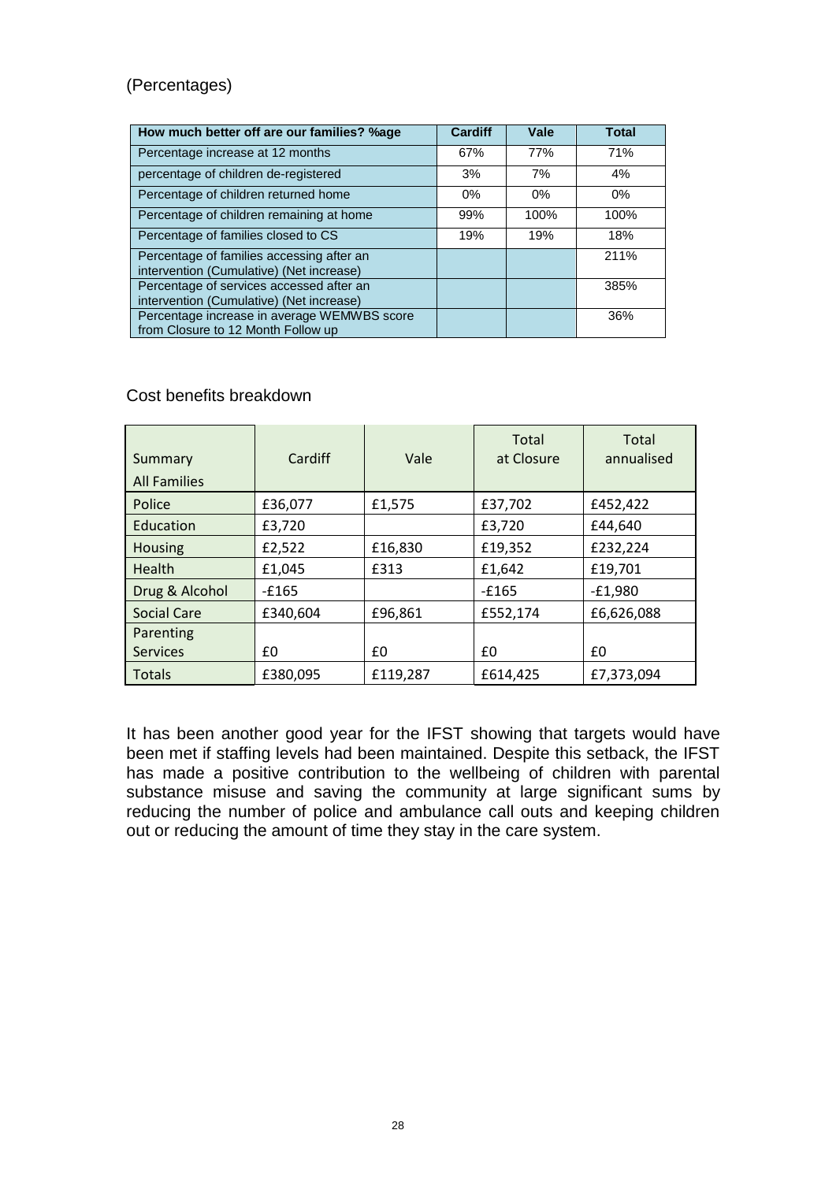(Percentages)

| How much better off are our families? %age | Cardiff | Vale | Total |
|---|---|---|---|
| Percentage increase at 12 months | 67% | 77% | 71% |
| percentage of children de-registered | 3% | 7% | 4% |
| Percentage of children returned home | 0% | 0% | 0% |
| Percentage of children remaining at home | 99% | 100% | 100% |
| Percentage of families closed to CS | 19% | 19% | 18% |
| Percentage of families accessing after an intervention (Cumulative) (Net increase) | | | 211% |
| Percentage of services accessed after an intervention (Cumulative) (Net increase) | | | 385% |
| Percentage increase in average WEMWBS score from Closure to 12 Month Follow up | | | 36% |

Cost benefits breakdown

| Summary All Families | Cardiff | Vale | Total at Closure | Total annualised |
|---|---|---|---|---|
| Police | £36,077 | £1,575 | £37,702 | £452,422 |
| Education | £3,720 | | £3,720 | £44,640 |
| Housing | £2,522 | £16,830 | £19,352 | £232,224 |
| Health | £1,045 | £313 | £1,642 | £19,701 |
| Drug & Alcohol | -£165 | | -£165 | -£1,980 |
| Social Care | £340,604 | £96,861 | £552,174 | £6,626,088 |
| Parenting Services | £0 | £0 | £0 | £0 |
| Totals | £380,095 | £119,287 | £614,425 | £7,373,094 |

It has been another good year for the IFST showing that targets would have been met if staffing levels had been maintained. Despite this setback, the IFST has made a positive contribution to the wellbeing of children with parental substance misuse and saving the community at large significant sums by reducing the number of police and ambulance call outs and keeping children out or reducing the amount of time they stay in the care system.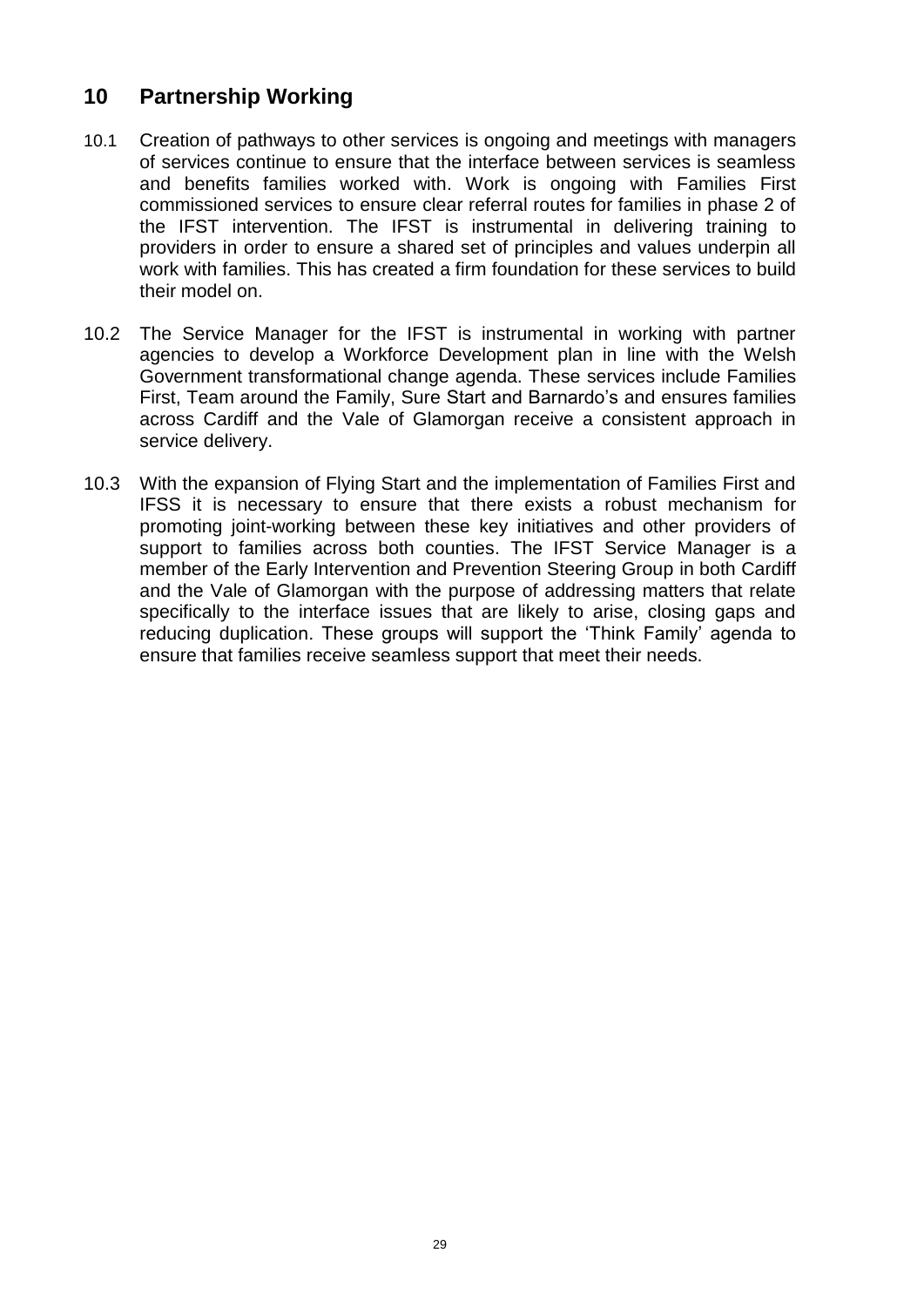## 10 Partnership Working

10.1 Creation of pathways to other services is ongoing and meetings with managers of services continue to ensure that the interface between services is seamless and benefits families worked with. Work is ongoing with Families First commissioned services to ensure clear referral routes for families in phase 2 of the IFST intervention. The IFST is instrumental in delivering training to providers in order to ensure a shared set of principles and values underpin all work with families. This has created a firm foundation for these services to build their model on.

10.2 The Service Manager for the IFST is instrumental in working with partner agencies to develop a Workforce Development plan in line with the Welsh Government transformational change agenda. These services include Families First, Team around the Family, Sure Start and Barnardo's and ensures families across Cardiff and the Vale of Glamorgan receive a consistent approach in service delivery.

10.3 With the expansion of Flying Start and the implementation of Families First and IFSS it is necessary to ensure that there exists a robust mechanism for promoting joint-working between these key initiatives and other providers of support to families across both counties. The IFST Service Manager is a member of the Early Intervention and Prevention Steering Group in both Cardiff and the Vale of Glamorgan with the purpose of addressing matters that relate specifically to the interface issues that are likely to arise, closing gaps and reducing duplication. These groups will support the 'Think Family' agenda to ensure that families receive seamless support that meet their needs.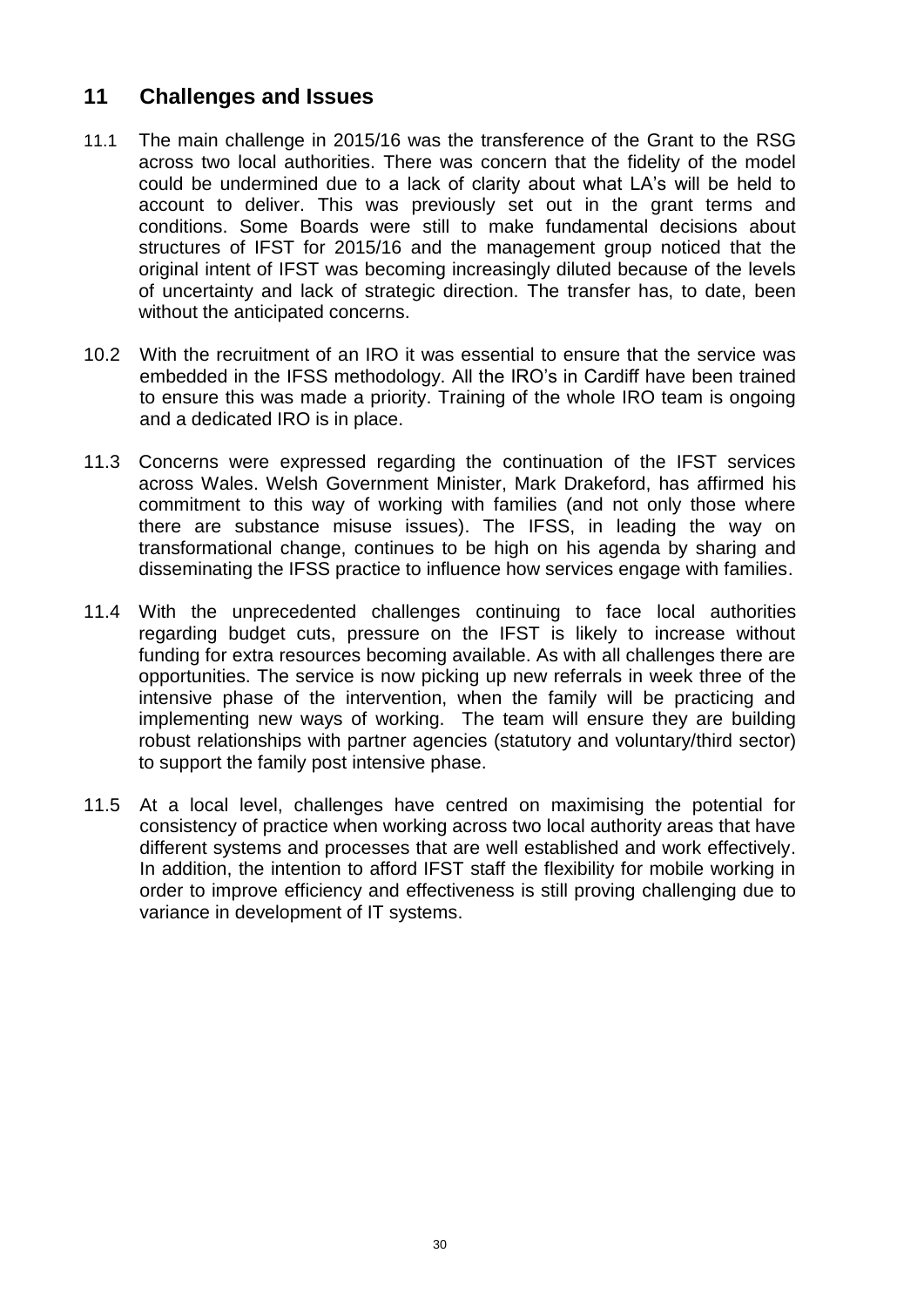## 11 Challenges and Issues

11.1 The main challenge in 2015/16 was the transference of the Grant to the RSG across two local authorities. There was concern that the fidelity of the model could be undermined due to a lack of clarity about what LA's will be held to account to deliver. This was previously set out in the grant terms and conditions. Some Boards were still to make fundamental decisions about structures of IFST for 2015/16 and the management group noticed that the original intent of IFST was becoming increasingly diluted because of the levels of uncertainty and lack of strategic direction. The transfer has, to date, been without the anticipated concerns.

10.2 With the recruitment of an IRO it was essential to ensure that the service was embedded in the IFSS methodology. All the IRO's in Cardiff have been trained to ensure this was made a priority. Training of the whole IRO team is ongoing and a dedicated IRO is in place.

11.3 Concerns were expressed regarding the continuation of the IFST services across Wales. Welsh Government Minister, Mark Drakeford, has affirmed his commitment to this way of working with families (and not only those where there are substance misuse issues). The IFSS, in leading the way on transformational change, continues to be high on his agenda by sharing and disseminating the IFSS practice to influence how services engage with families.

11.4 With the unprecedented challenges continuing to face local authorities regarding budget cuts, pressure on the IFST is likely to increase without funding for extra resources becoming available. As with all challenges there are opportunities. The service is now picking up new referrals in week three of the intensive phase of the intervention, when the family will be practicing and implementing new ways of working. The team will ensure they are building robust relationships with partner agencies (statutory and voluntary/third sector) to support the family post intensive phase.

11.5 At a local level, challenges have centred on maximising the potential for consistency of practice when working across two local authority areas that have different systems and processes that are well established and work effectively. In addition, the intention to afford IFST staff the flexibility for mobile working in order to improve efficiency and effectiveness is still proving challenging due to variance in development of IT systems.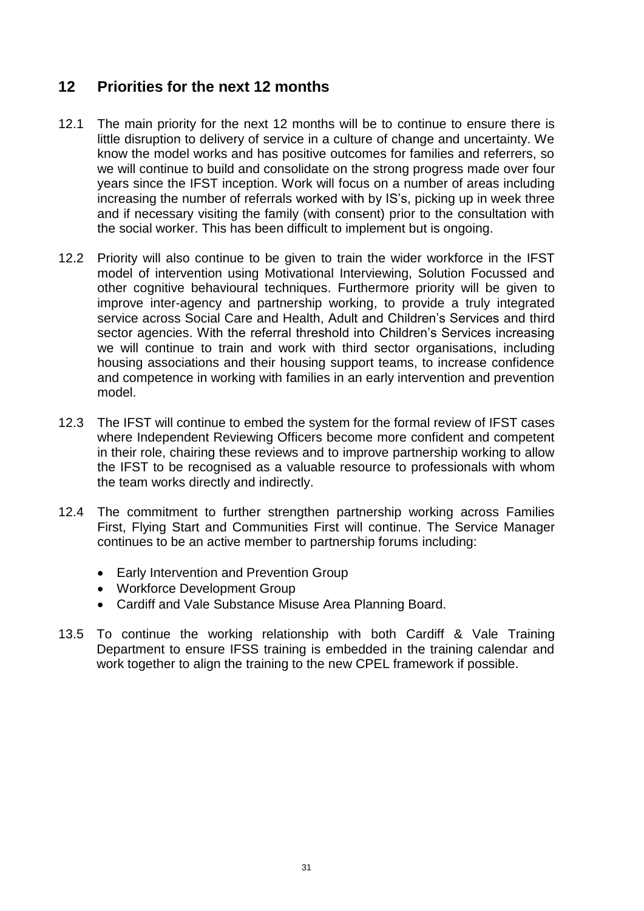## 12 Priorities for the next 12 months

12.1 The main priority for the next 12 months will be to continue to ensure there is little disruption to delivery of service in a culture of change and uncertainty. We know the model works and has positive outcomes for families and referrers, so we will continue to build and consolidate on the strong progress made over four years since the IFST inception. Work will focus on a number of areas including increasing the number of referrals worked with by IS's, picking up in week three and if necessary visiting the family (with consent) prior to the consultation with the social worker. This has been difficult to implement but is ongoing.

12.2 Priority will also continue to be given to train the wider workforce in the IFST model of intervention using Motivational Interviewing, Solution Focussed and other cognitive behavioural techniques. Furthermore priority will be given to improve inter-agency and partnership working, to provide a truly integrated service across Social Care and Health, Adult and Children's Services and third sector agencies. With the referral threshold into Children's Services increasing we will continue to train and work with third sector organisations, including housing associations and their housing support teams, to increase confidence and competence in working with families in an early intervention and prevention model.

12.3 The IFST will continue to embed the system for the formal review of IFST cases where Independent Reviewing Officers become more confident and competent in their role, chairing these reviews and to improve partnership working to allow the IFST to be recognised as a valuable resource to professionals with whom the team works directly and indirectly.

12.4 The commitment to further strengthen partnership working across Families First, Flying Start and Communities First will continue. The Service Manager continues to be an active member to partnership forums including:

- Early Intervention and Prevention Group
- Workforce Development Group
- Cardiff and Vale Substance Misuse Area Planning Board.

13.5 To continue the working relationship with both Cardiff & Vale Training Department to ensure IFSS training is embedded in the training calendar and work together to align the training to the new CPEL framework if possible.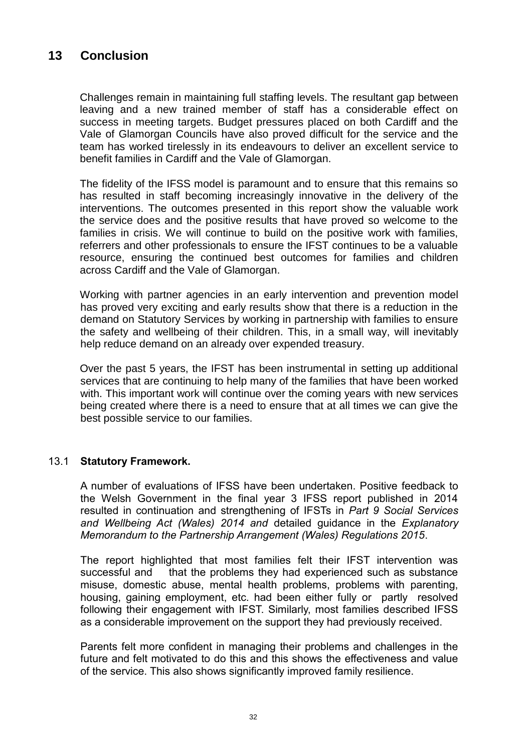## 13 Conclusion

Challenges remain in maintaining full staffing levels. The resultant gap between leaving and a new trained member of staff has a considerable effect on success in meeting targets. Budget pressures placed on both Cardiff and the Vale of Glamorgan Councils have also proved difficult for the service and the team has worked tirelessly in its endeavours to deliver an excellent service to benefit families in Cardiff and the Vale of Glamorgan.

The fidelity of the IFSS model is paramount and to ensure that this remains so has resulted in staff becoming increasingly innovative in the delivery of the interventions. The outcomes presented in this report show the valuable work the service does and the positive results that have proved so welcome to the families in crisis. We will continue to build on the positive work with families, referrers and other professionals to ensure the IFST continues to be a valuable resource, ensuring the continued best outcomes for families and children across Cardiff and the Vale of Glamorgan.

Working with partner agencies in an early intervention and prevention model has proved very exciting and early results show that there is a reduction in the demand on Statutory Services by working in partnership with families to ensure the safety and wellbeing of their children. This, in a small way, will inevitably help reduce demand on an already over expended treasury.

Over the past 5 years, the IFST has been instrumental in setting up additional services that are continuing to help many of the families that have been worked with. This important work will continue over the coming years with new services being created where there is a need to ensure that at all times we can give the best possible service to our families.

### 13.1 Statutory Framework.

A number of evaluations of IFSS have been undertaken. Positive feedback to the Welsh Government in the final year 3 IFSS report published in 2014 resulted in continuation and strengthening of IFSTs in *Part 9 Social Services and Wellbeing Act (Wales) 2014 and* detailed guidance in the *Explanatory Memorandum to the Partnership Arrangement (Wales) Regulations 2015*.

The report highlighted that most families felt their IFST intervention was successful and that the problems they had experienced such as substance misuse, domestic abuse, mental health problems, problems with parenting, housing, gaining employment, etc. had been either fully or partly resolved following their engagement with IFST. Similarly, most families described IFSS as a considerable improvement on the support they had previously received.

Parents felt more confident in managing their problems and challenges in the future and felt motivated to do this and this shows the effectiveness and value of the service. This also shows significantly improved family resilience.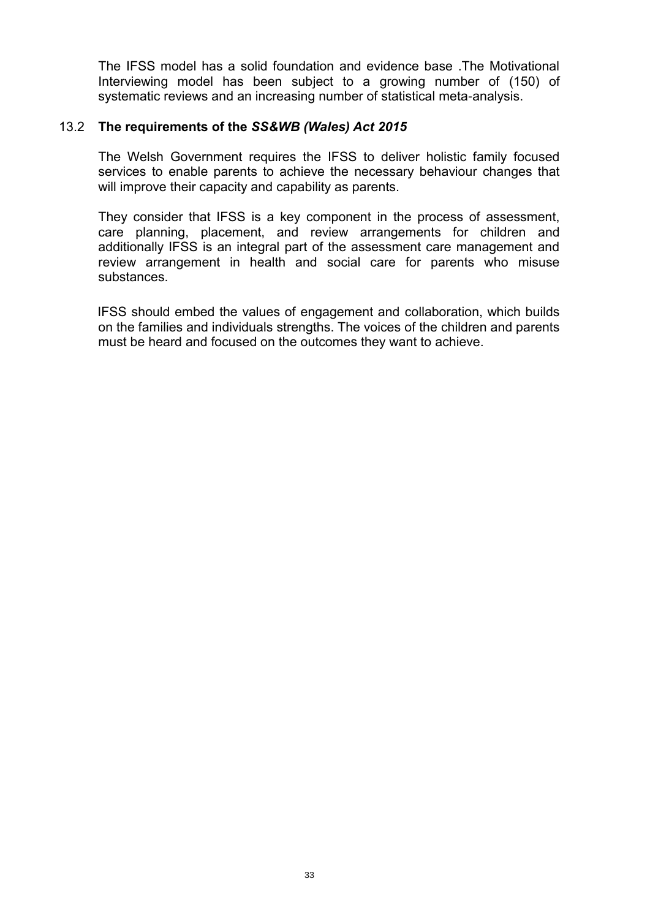The IFSS model has a solid foundation and evidence base .The Motivational Interviewing model has been subject to a growing number of (150) of systematic reviews and an increasing number of statistical meta-analysis.

### 13.2 **The requirements of the *SS&WB (Wales) Act 2015***

The Welsh Government requires the IFSS to deliver holistic family focused services to enable parents to achieve the necessary behaviour changes that will improve their capacity and capability as parents.

They consider that IFSS is a key component in the process of assessment, care planning, placement, and review arrangements for children and additionally IFSS is an integral part of the assessment care management and review arrangement in health and social care for parents who misuse substances.

IFSS should embed the values of engagement and collaboration, which builds on the families and individuals strengths. The voices of the children and parents must be heard and focused on the outcomes they want to achieve.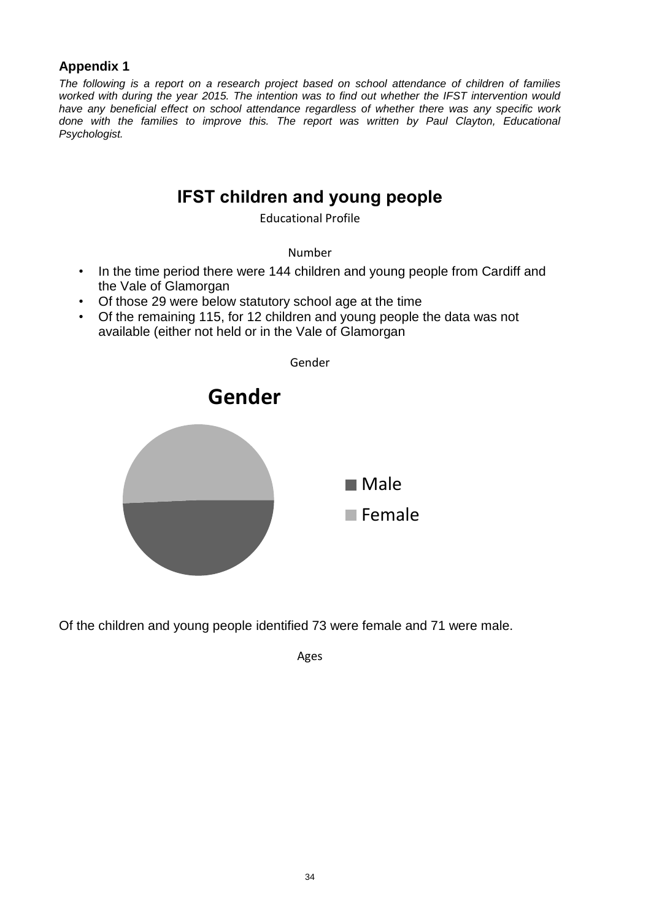**Appendix 1**

*The following is a report on a research project based on school attendance of children of families worked with during the year 2015. The intention was to find out whether the IFST intervention would have any beneficial effect on school attendance regardless of whether there was any specific work done with the families to improve this. The report was written by Paul Clayton, Educational Psychologist.*

# IFST children and young people

Educational Profile

Number

- In the time period there were 144 children and young people from Cardiff and the Vale of Glamorgan
- Of those 29 were below statutory school age at the time
- Of the remaining 115, for 12 children and young people the data was not available (either not held or in the Vale of Glamorgan

Gender

**Gender**

- Male
- Female

Of the children and young people identified 73 were female and 71 were male.

Ages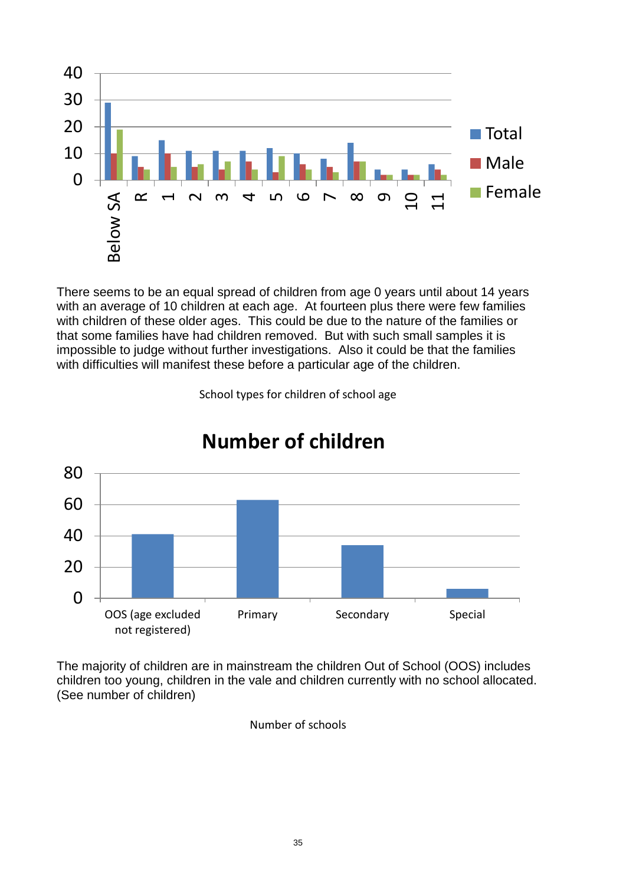There seems to be an equal spread of children from age 0 years until about 14 years with an average of 10 children at each age. At fourteen plus there were few families with children of these older ages. This could be due to the nature of the families or that some families have had children removed. But with such small samples it is impossible to judge without further investigations. Also it could be that the families with difficulties will manifest these before a particular age of the children.

School types for children of school age

The majority of children are in mainstream the children Out of School (OOS) includes children too young, children in the vale and children currently with no school allocated. (See number of children)

Number of schools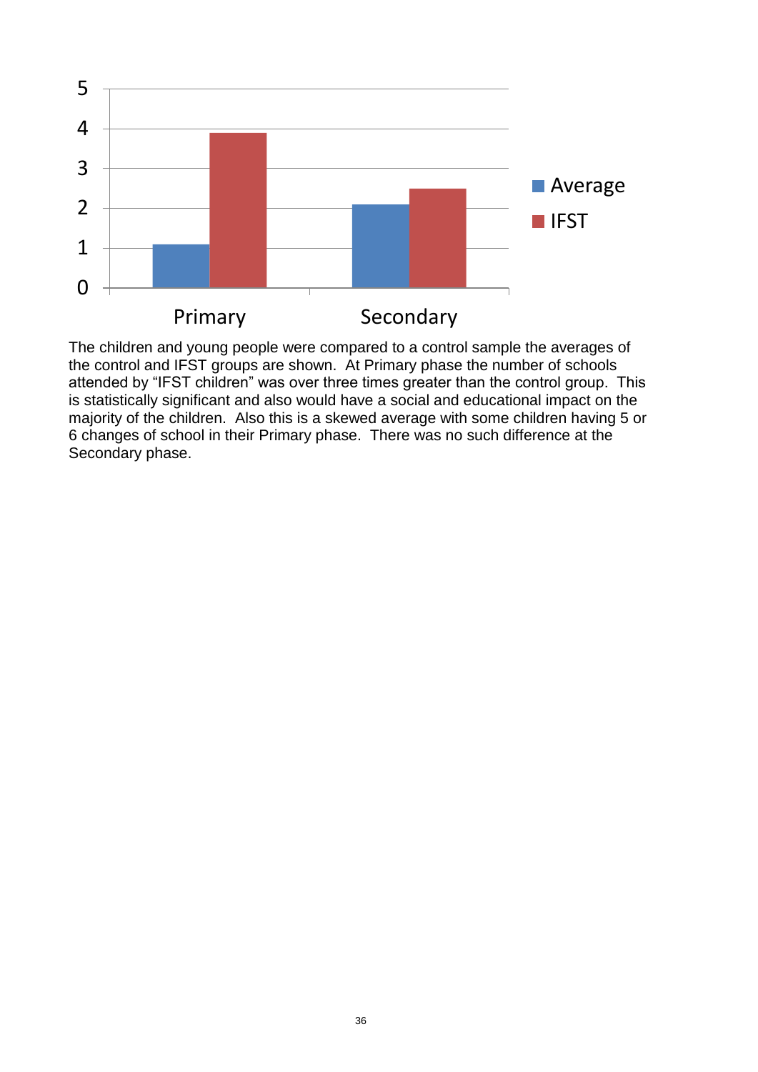The children and young people were compared to a control sample the averages of the control and IFST groups are shown. At Primary phase the number of schools attended by "IFST children" was over three times greater than the control group. This is statistically significant and also would have a social and educational impact on the majority of the children. Also this is a skewed average with some children having 5 or 6 changes of school in their Primary phase. There was no such difference at the Secondary phase.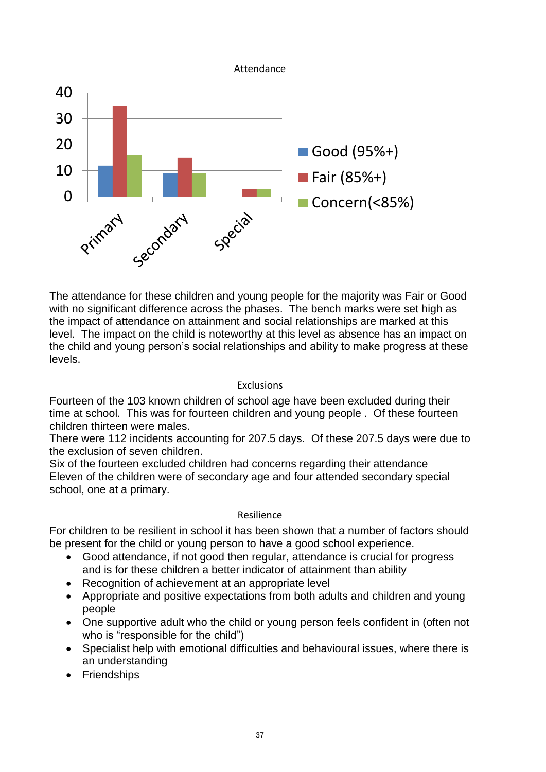Attendance

The attendance for these children and young people for the majority was Fair or Good with no significant difference across the phases. The bench marks were set high as the impact of attendance on attainment and social relationships are marked at this level. The impact on the child is noteworthy at this level as absence has an impact on the child and young person's social relationships and ability to make progress at these levels.

## Exclusions

Fourteen of the 103 known children of school age have been excluded during their time at school. This was for fourteen children and young people . Of these fourteen children thirteen were males.

There were 112 incidents accounting for 207.5 days. Of these 207.5 days were due to the exclusion of seven children.

Six of the fourteen excluded children had concerns regarding their attendance

Eleven of the children were of secondary age and four attended secondary special school, one at a primary.

## Resilience

For children to be resilient in school it has been shown that a number of factors should be present for the child or young person to have a good school experience.

- Good attendance, if not good then regular, attendance is crucial for progress and is for these children a better indicator of attainment than ability
- Recognition of achievement at an appropriate level
- Appropriate and positive expectations from both adults and children and young people
- One supportive adult who the child or young person feels confident in (often not who is "responsible for the child")
- Specialist help with emotional difficulties and behavioural issues, where there is an understanding
- Friendships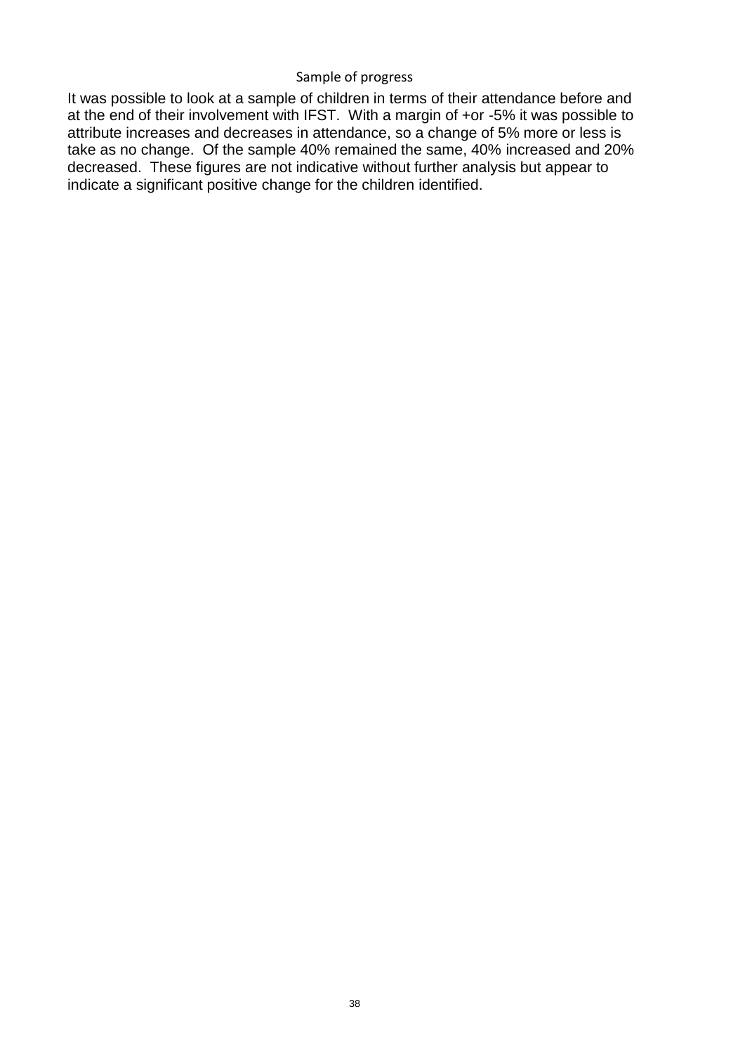## Sample of progress

It was possible to look at a sample of children in terms of their attendance before and at the end of their involvement with IFST. With a margin of +or -5% it was possible to attribute increases and decreases in attendance, so a change of 5% more or less is take as no change. Of the sample 40% remained the same, 40% increased and 20% decreased. These figures are not indicative without further analysis but appear to indicate a significant positive change for the children identified.